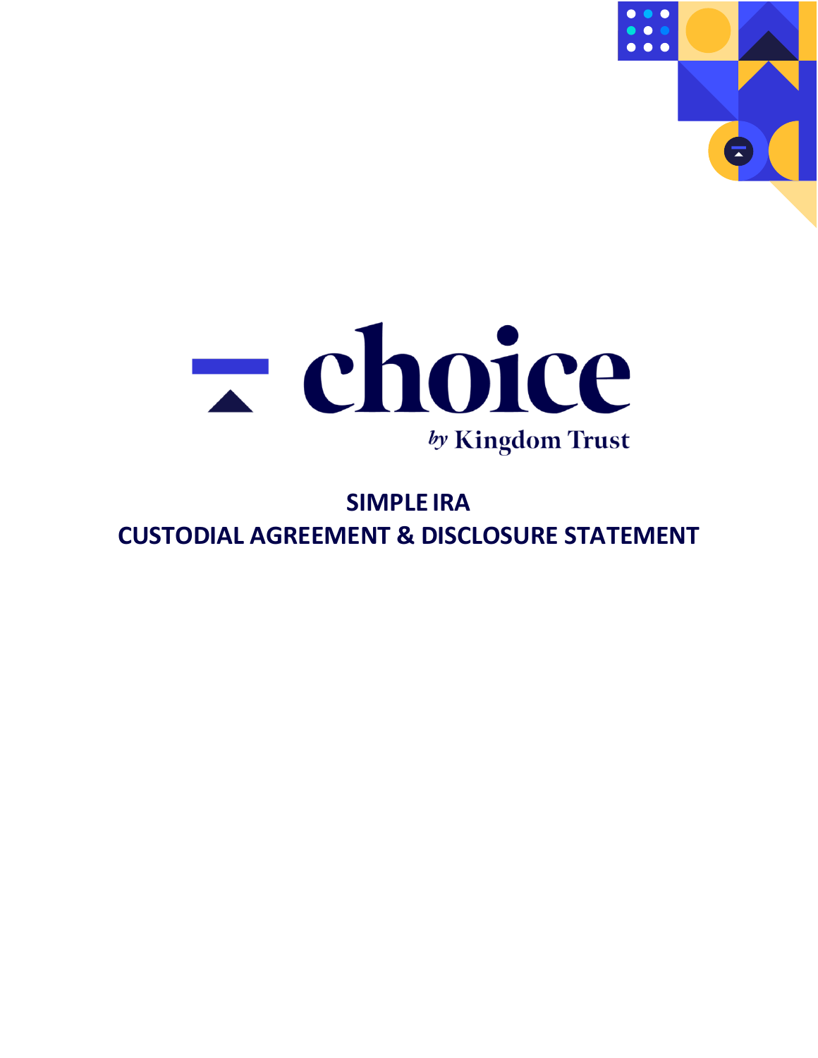choice

by Kingdom Trust

# SIMPLE IRA
# CUSTODIAL AGREEMENT & DISCLOSURE STATEMENT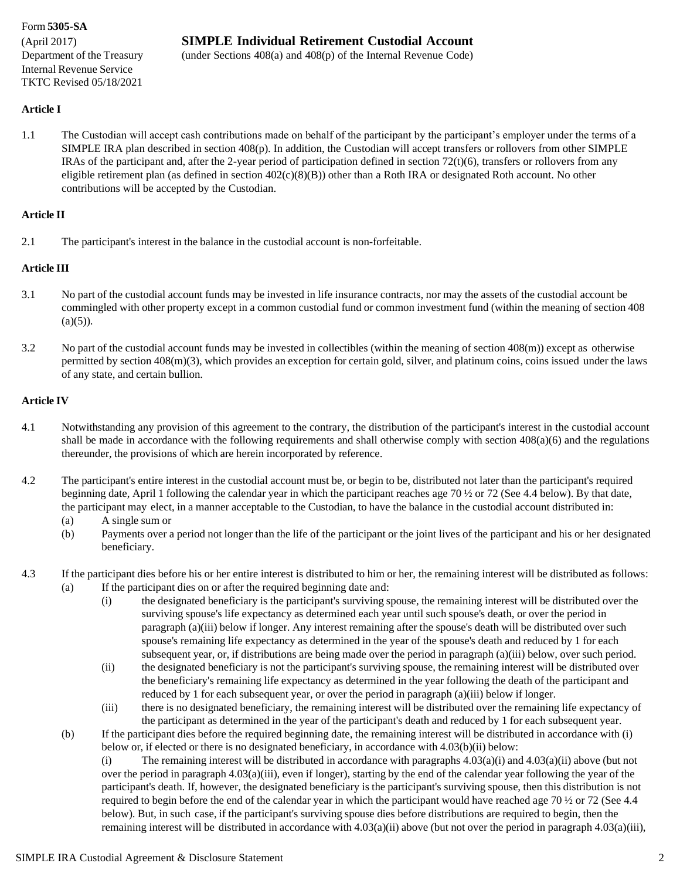Form **5305-SA**
(April 2017)
Department of the Treasury
Internal Revenue Service
TKTC Revised 05/18/2021

# SIMPLE Individual Retirement Custodial Account

(under Sections 408(a) and 408(p) of the Internal Revenue Code)

**Article I**

1.1 The Custodian will accept cash contributions made on behalf of the participant by the participant's employer under the terms of a SIMPLE IRA plan described in section 408(p). In addition, the Custodian will accept transfers or rollovers from other SIMPLE IRAs of the participant and, after the 2-year period of participation defined in section 72(t)(6), transfers or rollovers from any eligible retirement plan (as defined in section 402(c)(8)(B)) other than a Roth IRA or designated Roth account. No other contributions will be accepted by the Custodian.

**Article II**

2.1 The participant's interest in the balance in the custodial account is non-forfeitable.

**Article III**

3.1 No part of the custodial account funds may be invested in life insurance contracts, nor may the assets of the custodial account be commingled with other property except in a common custodial fund or common investment fund (within the meaning of section 408 (a)(5)).

3.2 No part of the custodial account funds may be invested in collectibles (within the meaning of section 408(m)) except as otherwise permitted by section 408(m)(3), which provides an exception for certain gold, silver, and platinum coins, coins issued under the laws of any state, and certain bullion.

**Article IV**

4.1 Notwithstanding any provision of this agreement to the contrary, the distribution of the participant's interest in the custodial account shall be made in accordance with the following requirements and shall otherwise comply with section 408(a)(6) and the regulations thereunder, the provisions of which are herein incorporated by reference.

4.2 The participant's entire interest in the custodial account must be, or begin to be, distributed not later than the participant's required beginning date, April 1 following the calendar year in which the participant reaches age 70 ½ or 72 (See 4.4 below). By that date, the participant may elect, in a manner acceptable to the Custodian, to have the balance in the custodial account distributed in:

(a) A single sum or
(b) Payments over a period not longer than the life of the participant or the joint lives of the participant and his or her designated beneficiary.

4.3 If the participant dies before his or her entire interest is distributed to him or her, the remaining interest will be distributed as follows:

(a) If the participant dies on or after the required beginning date and:

(i) the designated beneficiary is the participant's surviving spouse, the remaining interest will be distributed over the surviving spouse's life expectancy as determined each year until such spouse's death, or over the period in paragraph (a)(iii) below if longer. Any interest remaining after the spouse's death will be distributed over such spouse's remaining life expectancy as determined in the year of the spouse's death and reduced by 1 for each subsequent year, or, if distributions are being made over the period in paragraph (a)(iii) below, over such period.

(ii) the designated beneficiary is not the participant's surviving spouse, the remaining interest will be distributed over the beneficiary's remaining life expectancy as determined in the year following the death of the participant and reduced by 1 for each subsequent year, or over the period in paragraph (a)(iii) below if longer.

(iii) there is no designated beneficiary, the remaining interest will be distributed over the remaining life expectancy of the participant as determined in the year of the participant's death and reduced by 1 for each subsequent year.

(b) If the participant dies before the required beginning date, the remaining interest will be distributed in accordance with (i) below or, if elected or there is no designated beneficiary, in accordance with 4.03(b)(ii) below:

(i) The remaining interest will be distributed in accordance with paragraphs 4.03(a)(i) and 4.03(a)(ii) above (but not over the period in paragraph 4.03(a)(iii), even if longer), starting by the end of the calendar year following the year of the participant's death. If, however, the designated beneficiary is the participant's surviving spouse, then this distribution is not required to begin before the end of the calendar year in which the participant would have reached age 70 ½ or 72 (See 4.4 below). But, in such case, if the participant's surviving spouse dies before distributions are required to begin, then the remaining interest will be distributed in accordance with 4.03(a)(ii) above (but not over the period in paragraph 4.03(a)(iii),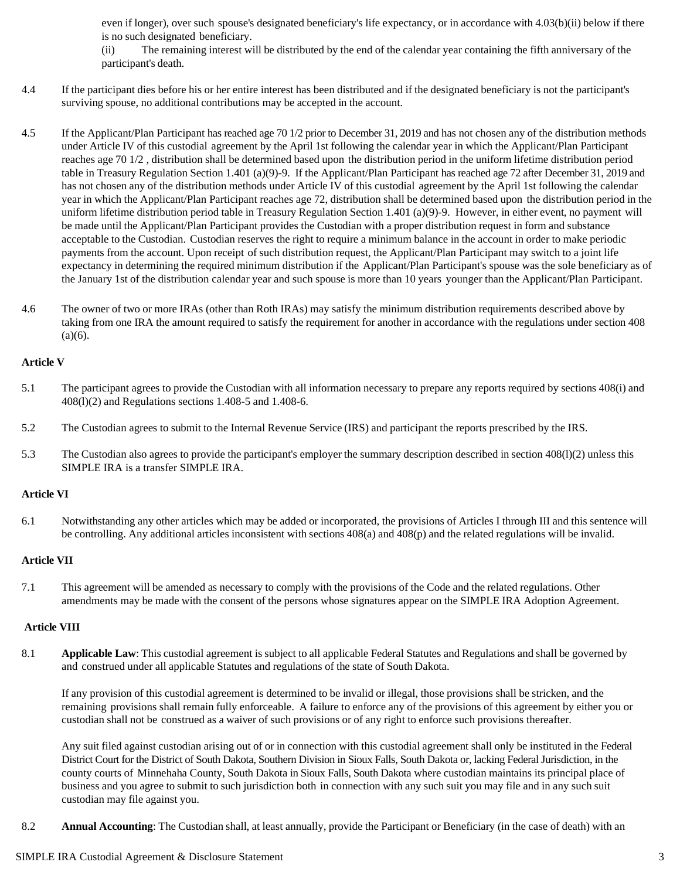even if longer), over such spouse's designated beneficiary's life expectancy, or in accordance with 4.03(b)(ii) below if there is no such designated beneficiary.

(ii) The remaining interest will be distributed by the end of the calendar year containing the fifth anniversary of the participant's death.

4.4 If the participant dies before his or her entire interest has been distributed and if the designated beneficiary is not the participant's surviving spouse, no additional contributions may be accepted in the account.

4.5 If the Applicant/Plan Participant has reached age 70 1/2 prior to December 31, 2019 and has not chosen any of the distribution methods under Article IV of this custodial agreement by the April 1st following the calendar year in which the Applicant/Plan Participant reaches age 70 1/2 , distribution shall be determined based upon the distribution period in the uniform lifetime distribution period table in Treasury Regulation Section 1.401 (a)(9)-9. If the Applicant/Plan Participant has reached age 72 after December 31, 2019 and has not chosen any of the distribution methods under Article IV of this custodial agreement by the April 1st following the calendar year in which the Applicant/Plan Participant reaches age 72, distribution shall be determined based upon the distribution period in the uniform lifetime distribution period table in Treasury Regulation Section 1.401 (a)(9)-9. However, in either event, no payment will be made until the Applicant/Plan Participant provides the Custodian with a proper distribution request in form and substance acceptable to the Custodian. Custodian reserves the right to require a minimum balance in the account in order to make periodic payments from the account. Upon receipt of such distribution request, the Applicant/Plan Participant may switch to a joint life expectancy in determining the required minimum distribution if the Applicant/Plan Participant's spouse was the sole beneficiary as of the January 1st of the distribution calendar year and such spouse is more than 10 years younger than the Applicant/Plan Participant.

4.6 The owner of two or more IRAs (other than Roth IRAs) may satisfy the minimum distribution requirements described above by taking from one IRA the amount required to satisfy the requirement for another in accordance with the regulations under section 408 (a)(6).

**Article V**

5.1 The participant agrees to provide the Custodian with all information necessary to prepare any reports required by sections 408(i) and 408(l)(2) and Regulations sections 1.408-5 and 1.408-6.

5.2 The Custodian agrees to submit to the Internal Revenue Service (IRS) and participant the reports prescribed by the IRS.

5.3 The Custodian also agrees to provide the participant's employer the summary description described in section 408(l)(2) unless this SIMPLE IRA is a transfer SIMPLE IRA.

**Article VI**

6.1 Notwithstanding any other articles which may be added or incorporated, the provisions of Articles I through III and this sentence will be controlling. Any additional articles inconsistent with sections 408(a) and 408(p) and the related regulations will be invalid.

**Article VII**

7.1 This agreement will be amended as necessary to comply with the provisions of the Code and the related regulations. Other amendments may be made with the consent of the persons whose signatures appear on the SIMPLE IRA Adoption Agreement.

**Article VIII**

8.1 **Applicable Law**: This custodial agreement is subject to all applicable Federal Statutes and Regulations and shall be governed by and construed under all applicable Statutes and regulations of the state of South Dakota.

If any provision of this custodial agreement is determined to be invalid or illegal, those provisions shall be stricken, and the remaining provisions shall remain fully enforceable. A failure to enforce any of the provisions of this agreement by either you or custodian shall not be construed as a waiver of such provisions or of any right to enforce such provisions thereafter.

Any suit filed against custodian arising out of or in connection with this custodial agreement shall only be instituted in the Federal District Court for the District of South Dakota, Southern Division in Sioux Falls, South Dakota or, lacking Federal Jurisdiction, in the county courts of Minnehaha County, South Dakota in Sioux Falls, South Dakota where custodian maintains its principal place of business and you agree to submit to such jurisdiction both in connection with any such suit you may file and in any such suit custodian may file against you.

8.2 **Annual Accounting**: The Custodian shall, at least annually, provide the Participant or Beneficiary (in the case of death) with an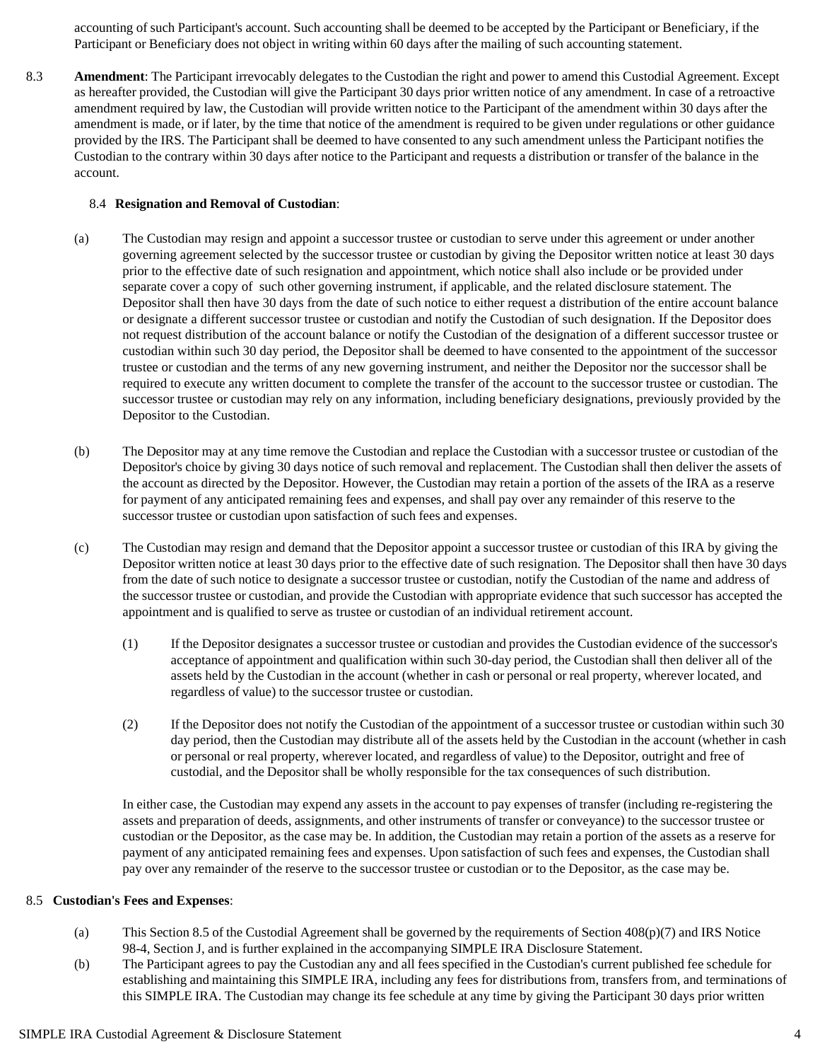accounting of such Participant's account. Such accounting shall be deemed to be accepted by the Participant or Beneficiary, if the Participant or Beneficiary does not object in writing within 60 days after the mailing of such accounting statement.

8.3 **Amendment**: The Participant irrevocably delegates to the Custodian the right and power to amend this Custodial Agreement. Except as hereafter provided, the Custodian will give the Participant 30 days prior written notice of any amendment. In case of a retroactive amendment required by law, the Custodian will provide written notice to the Participant of the amendment within 30 days after the amendment is made, or if later, by the time that notice of the amendment is required to be given under regulations or other guidance provided by the IRS. The Participant shall be deemed to have consented to any such amendment unless the Participant notifies the Custodian to the contrary within 30 days after notice to the Participant and requests a distribution or transfer of the balance in the account.

8.4 **Resignation and Removal of Custodian**:

(a) The Custodian may resign and appoint a successor trustee or custodian to serve under this agreement or under another governing agreement selected by the successor trustee or custodian by giving the Depositor written notice at least 30 days prior to the effective date of such resignation and appointment, which notice shall also include or be provided under separate cover a copy of such other governing instrument, if applicable, and the related disclosure statement. The Depositor shall then have 30 days from the date of such notice to either request a distribution of the entire account balance or designate a different successor trustee or custodian and notify the Custodian of such designation. If the Depositor does not request distribution of the account balance or notify the Custodian of the designation of a different successor trustee or custodian within such 30 day period, the Depositor shall be deemed to have consented to the appointment of the successor trustee or custodian and the terms of any new governing instrument, and neither the Depositor nor the successor shall be required to execute any written document to complete the transfer of the account to the successor trustee or custodian. The successor trustee or custodian may rely on any information, including beneficiary designations, previously provided by the Depositor to the Custodian.

(b) The Depositor may at any time remove the Custodian and replace the Custodian with a successor trustee or custodian of the Depositor's choice by giving 30 days notice of such removal and replacement. The Custodian shall then deliver the assets of the account as directed by the Depositor. However, the Custodian may retain a portion of the assets of the IRA as a reserve for payment of any anticipated remaining fees and expenses, and shall pay over any remainder of this reserve to the successor trustee or custodian upon satisfaction of such fees and expenses.

(c) The Custodian may resign and demand that the Depositor appoint a successor trustee or custodian of this IRA by giving the Depositor written notice at least 30 days prior to the effective date of such resignation. The Depositor shall then have 30 days from the date of such notice to designate a successor trustee or custodian, notify the Custodian of the name and address of the successor trustee or custodian, and provide the Custodian with appropriate evidence that such successor has accepted the appointment and is qualified to serve as trustee or custodian of an individual retirement account.

(1) If the Depositor designates a successor trustee or custodian and provides the Custodian evidence of the successor's acceptance of appointment and qualification within such 30-day period, the Custodian shall then deliver all of the assets held by the Custodian in the account (whether in cash or personal or real property, wherever located, and regardless of value) to the successor trustee or custodian.

(2) If the Depositor does not notify the Custodian of the appointment of a successor trustee or custodian within such 30 day period, then the Custodian may distribute all of the assets held by the Custodian in the account (whether in cash or personal or real property, wherever located, and regardless of value) to the Depositor, outright and free of custodial, and the Depositor shall be wholly responsible for the tax consequences of such distribution.

In either case, the Custodian may expend any assets in the account to pay expenses of transfer (including re-registering the assets and preparation of deeds, assignments, and other instruments of transfer or conveyance) to the successor trustee or custodian or the Depositor, as the case may be. In addition, the Custodian may retain a portion of the assets as a reserve for payment of any anticipated remaining fees and expenses. Upon satisfaction of such fees and expenses, the Custodian shall pay over any remainder of the reserve to the successor trustee or custodian or to the Depositor, as the case may be.

8.5 **Custodian's Fees and Expenses**:

(a) This Section 8.5 of the Custodial Agreement shall be governed by the requirements of Section 408(p)(7) and IRS Notice 98-4, Section J, and is further explained in the accompanying SIMPLE IRA Disclosure Statement.

(b) The Participant agrees to pay the Custodian any and all fees specified in the Custodian's current published fee schedule for establishing and maintaining this SIMPLE IRA, including any fees for distributions from, transfers from, and terminations of this SIMPLE IRA. The Custodian may change its fee schedule at any time by giving the Participant 30 days prior written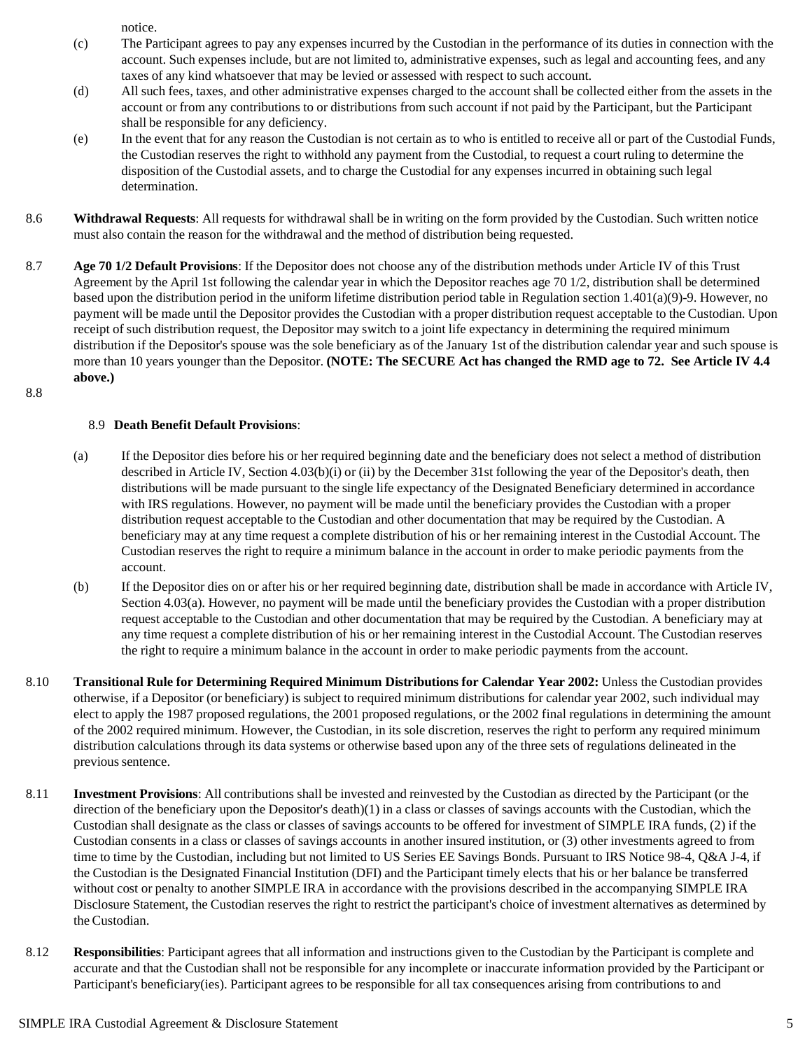notice.

(c) The Participant agrees to pay any expenses incurred by the Custodian in the performance of its duties in connection with the account. Such expenses include, but are not limited to, administrative expenses, such as legal and accounting fees, and any taxes of any kind whatsoever that may be levied or assessed with respect to such account.

(d) All such fees, taxes, and other administrative expenses charged to the account shall be collected either from the assets in the account or from any contributions to or distributions from such account if not paid by the Participant, but the Participant shall be responsible for any deficiency.

(e) In the event that for any reason the Custodian is not certain as to who is entitled to receive all or part of the Custodial Funds, the Custodian reserves the right to withhold any payment from the Custodial, to request a court ruling to determine the disposition of the Custodial assets, and to charge the Custodial for any expenses incurred in obtaining such legal determination.

8.6 **Withdrawal Requests**: All requests for withdrawal shall be in writing on the form provided by the Custodian. Such written notice must also contain the reason for the withdrawal and the method of distribution being requested.

8.7 **Age 70 1/2 Default Provisions**: If the Depositor does not choose any of the distribution methods under Article IV of this Trust Agreement by the April 1st following the calendar year in which the Depositor reaches age 70 1/2, distribution shall be determined based upon the distribution period in the uniform lifetime distribution period table in Regulation section 1.401(a)(9)-9. However, no payment will be made until the Depositor provides the Custodian with a proper distribution request acceptable to the Custodian. Upon receipt of such distribution request, the Depositor may switch to a joint life expectancy in determining the required minimum distribution if the Depositor's spouse was the sole beneficiary as of the January 1st of the distribution calendar year and such spouse is more than 10 years younger than the Depositor. **(NOTE: The SECURE Act has changed the RMD age to 72. See Article IV 4.4 above.)**

8.8

8.9 **Death Benefit Default Provisions**:

(a) If the Depositor dies before his or her required beginning date and the beneficiary does not select a method of distribution described in Article IV, Section 4.03(b)(i) or (ii) by the December 31st following the year of the Depositor's death, then distributions will be made pursuant to the single life expectancy of the Designated Beneficiary determined in accordance with IRS regulations. However, no payment will be made until the beneficiary provides the Custodian with a proper distribution request acceptable to the Custodian and other documentation that may be required by the Custodian. A beneficiary may at any time request a complete distribution of his or her remaining interest in the Custodial Account. The Custodian reserves the right to require a minimum balance in the account in order to make periodic payments from the account.

(b) If the Depositor dies on or after his or her required beginning date, distribution shall be made in accordance with Article IV, Section 4.03(a). However, no payment will be made until the beneficiary provides the Custodian with a proper distribution request acceptable to the Custodian and other documentation that may be required by the Custodian. A beneficiary may at any time request a complete distribution of his or her remaining interest in the Custodial Account. The Custodian reserves the right to require a minimum balance in the account in order to make periodic payments from the account.

8.10 **Transitional Rule for Determining Required Minimum Distributions for Calendar Year 2002:** Unless the Custodian provides otherwise, if a Depositor (or beneficiary) is subject to required minimum distributions for calendar year 2002, such individual may elect to apply the 1987 proposed regulations, the 2001 proposed regulations, or the 2002 final regulations in determining the amount of the 2002 required minimum. However, the Custodian, in its sole discretion, reserves the right to perform any required minimum distribution calculations through its data systems or otherwise based upon any of the three sets of regulations delineated in the previous sentence.

8.11 **Investment Provisions**: All contributions shall be invested and reinvested by the Custodian as directed by the Participant (or the direction of the beneficiary upon the Depositor's death)(1) in a class or classes of savings accounts with the Custodian, which the Custodian shall designate as the class or classes of savings accounts to be offered for investment of SIMPLE IRA funds, (2) if the Custodian consents in a class or classes of savings accounts in another insured institution, or (3) other investments agreed to from time to time by the Custodian, including but not limited to US Series EE Savings Bonds. Pursuant to IRS Notice 98-4, Q&A J-4, if the Custodian is the Designated Financial Institution (DFI) and the Participant timely elects that his or her balance be transferred without cost or penalty to another SIMPLE IRA in accordance with the provisions described in the accompanying SIMPLE IRA Disclosure Statement, the Custodian reserves the right to restrict the participant's choice of investment alternatives as determined by the Custodian.

8.12 **Responsibilities**: Participant agrees that all information and instructions given to the Custodian by the Participant is complete and accurate and that the Custodian shall not be responsible for any incomplete or inaccurate information provided by the Participant or Participant's beneficiary(ies). Participant agrees to be responsible for all tax consequences arising from contributions to and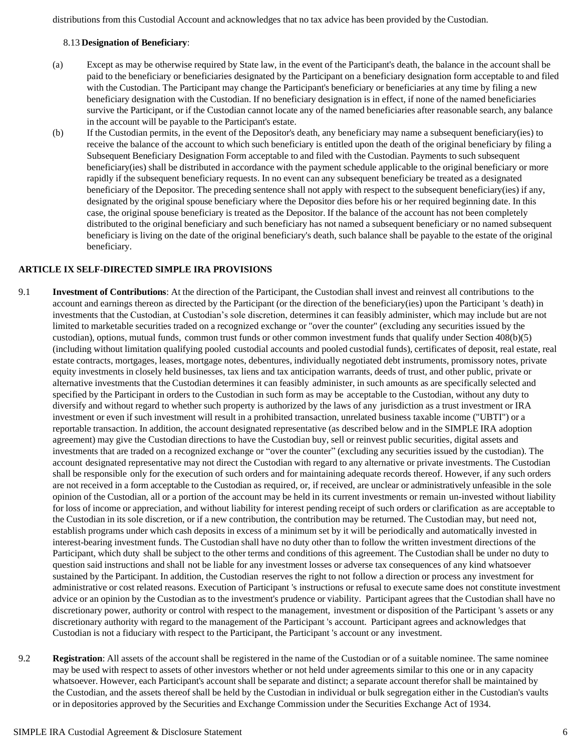distributions from this Custodial Account and acknowledges that no tax advice has been provided by the Custodian.

8.13 **Designation of Beneficiary**:

(a) Except as may be otherwise required by State law, in the event of the Participant's death, the balance in the account shall be paid to the beneficiary or beneficiaries designated by the Participant on a beneficiary designation form acceptable to and filed with the Custodian. The Participant may change the Participant's beneficiary or beneficiaries at any time by filing a new beneficiary designation with the Custodian. If no beneficiary designation is in effect, if none of the named beneficiaries survive the Participant, or if the Custodian cannot locate any of the named beneficiaries after reasonable search, any balance in the account will be payable to the Participant's estate.

(b) If the Custodian permits, in the event of the Depositor's death, any beneficiary may name a subsequent beneficiary(ies) to receive the balance of the account to which such beneficiary is entitled upon the death of the original beneficiary by filing a Subsequent Beneficiary Designation Form acceptable to and filed with the Custodian. Payments to such subsequent beneficiary(ies) shall be distributed in accordance with the payment schedule applicable to the original beneficiary or more rapidly if the subsequent beneficiary requests. In no event can any subsequent beneficiary be treated as a designated beneficiary of the Depositor. The preceding sentence shall not apply with respect to the subsequent beneficiary(ies) if any, designated by the original spouse beneficiary where the Depositor dies before his or her required beginning date. In this case, the original spouse beneficiary is treated as the Depositor. If the balance of the account has not been completely distributed to the original beneficiary and such beneficiary has not named a subsequent beneficiary or no named subsequent beneficiary is living on the date of the original beneficiary's death, such balance shall be payable to the estate of the original beneficiary.

## ARTICLE IX SELF-DIRECTED SIMPLE IRA PROVISIONS

9.1 **Investment of Contributions**: At the direction of the Participant, the Custodian shall invest and reinvest all contributions to the account and earnings thereon as directed by the Participant (or the direction of the beneficiary(ies) upon the Participant 's death) in investments that the Custodian, at Custodian's sole discretion, determines it can feasibly administer, which may include but are not limited to marketable securities traded on a recognized exchange or "over the counter" (excluding any securities issued by the custodian), options, mutual funds, common trust funds or other common investment funds that qualify under Section 408(b)(5) (including without limitation qualifying pooled custodial accounts and pooled custodial funds), certificates of deposit, real estate, real estate contracts, mortgages, leases, mortgage notes, debentures, individually negotiated debt instruments, promissory notes, private equity investments in closely held businesses, tax liens and tax anticipation warrants, deeds of trust, and other public, private or alternative investments that the Custodian determines it can feasibly administer, in such amounts as are specifically selected and specified by the Participant in orders to the Custodian in such form as may be acceptable to the Custodian, without any duty to diversify and without regard to whether such property is authorized by the laws of any jurisdiction as a trust investment or IRA investment or even if such investment will result in a prohibited transaction, unrelated business taxable income ("UBTI") or a reportable transaction. In addition, the account designated representative (as described below and in the SIMPLE IRA adoption agreement) may give the Custodian directions to have the Custodian buy, sell or reinvest public securities, digital assets and investments that are traded on a recognized exchange or "over the counter" (excluding any securities issued by the custodian). The account designated representative may not direct the Custodian with regard to any alternative or private investments. The Custodian shall be responsible only for the execution of such orders and for maintaining adequate records thereof. However, if any such orders are not received in a form acceptable to the Custodian as required, or, if received, are unclear or administratively unfeasible in the sole opinion of the Custodian, all or a portion of the account may be held in its current investments or remain un-invested without liability for loss of income or appreciation, and without liability for interest pending receipt of such orders or clarification as are acceptable to the Custodian in its sole discretion, or if a new contribution, the contribution may be returned. The Custodian may, but need not, establish programs under which cash deposits in excess of a minimum set by it will be periodically and automatically invested in interest-bearing investment funds. The Custodian shall have no duty other than to follow the written investment directions of the Participant, which duty shall be subject to the other terms and conditions of this agreement. The Custodian shall be under no duty to question said instructions and shall not be liable for any investment losses or adverse tax consequences of any kind whatsoever sustained by the Participant. In addition, the Custodian reserves the right to not follow a direction or process any investment for administrative or cost related reasons. Execution of Participant 's instructions or refusal to execute same does not constitute investment advice or an opinion by the Custodian as to the investment's prudence or viability. Participant agrees that the Custodian shall have no discretionary power, authority or control with respect to the management, investment or disposition of the Participant 's assets or any discretionary authority with regard to the management of the Participant 's account. Participant agrees and acknowledges that Custodian is not a fiduciary with respect to the Participant, the Participant 's account or any investment.

9.2 **Registration**: All assets of the account shall be registered in the name of the Custodian or of a suitable nominee. The same nominee may be used with respect to assets of other investors whether or not held under agreements similar to this one or in any capacity whatsoever. However, each Participant's account shall be separate and distinct; a separate account therefor shall be maintained by the Custodian, and the assets thereof shall be held by the Custodian in individual or bulk segregation either in the Custodian's vaults or in depositories approved by the Securities and Exchange Commission under the Securities Exchange Act of 1934.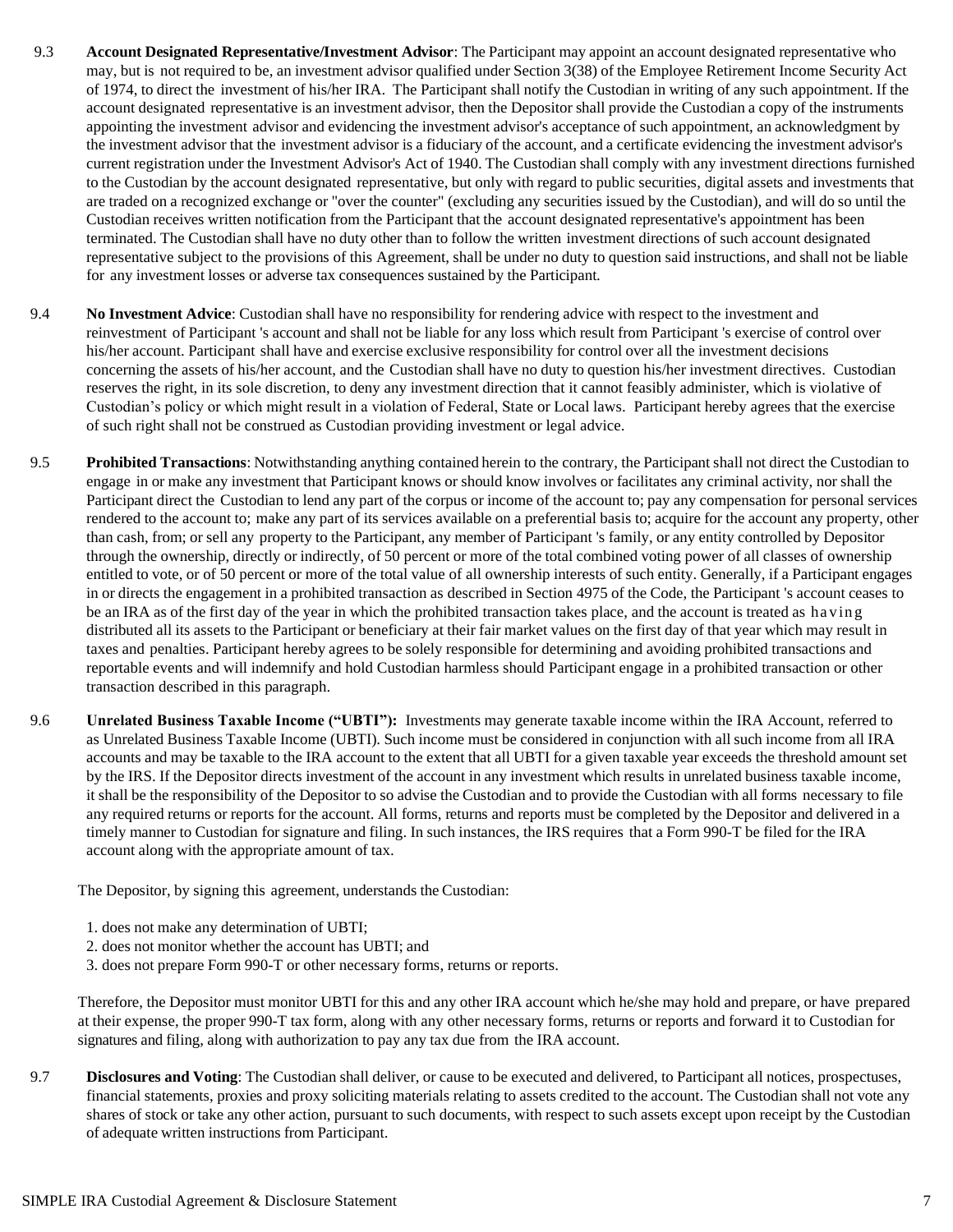9.3 **Account Designated Representative/Investment Advisor**: The Participant may appoint an account designated representative who may, but is not required to be, an investment advisor qualified under Section 3(38) of the Employee Retirement Income Security Act of 1974, to direct the investment of his/her IRA. The Participant shall notify the Custodian in writing of any such appointment. If the account designated representative is an investment advisor, then the Depositor shall provide the Custodian a copy of the instruments appointing the investment advisor and evidencing the investment advisor's acceptance of such appointment, an acknowledgment by the investment advisor that the investment advisor is a fiduciary of the account, and a certificate evidencing the investment advisor's current registration under the Investment Advisor's Act of 1940. The Custodian shall comply with any investment directions furnished to the Custodian by the account designated representative, but only with regard to public securities, digital assets and investments that are traded on a recognized exchange or "over the counter" (excluding any securities issued by the Custodian), and will do so until the Custodian receives written notification from the Participant that the account designated representative's appointment has been terminated. The Custodian shall have no duty other than to follow the written investment directions of such account designated representative subject to the provisions of this Agreement, shall be under no duty to question said instructions, and shall not be liable for any investment losses or adverse tax consequences sustained by the Participant.

9.4 **No Investment Advice**: Custodian shall have no responsibility for rendering advice with respect to the investment and reinvestment of Participant 's account and shall not be liable for any loss which result from Participant 's exercise of control over his/her account. Participant shall have and exercise exclusive responsibility for control over all the investment decisions concerning the assets of his/her account, and the Custodian shall have no duty to question his/her investment directives. Custodian reserves the right, in its sole discretion, to deny any investment direction that it cannot feasibly administer, which is violative of Custodian's policy or which might result in a violation of Federal, State or Local laws. Participant hereby agrees that the exercise of such right shall not be construed as Custodian providing investment or legal advice.

9.5 **Prohibited Transactions**: Notwithstanding anything contained herein to the contrary, the Participant shall not direct the Custodian to engage in or make any investment that Participant knows or should know involves or facilitates any criminal activity, nor shall the Participant direct the Custodian to lend any part of the corpus or income of the account to; pay any compensation for personal services rendered to the account to; make any part of its services available on a preferential basis to; acquire for the account any property, other than cash, from; or sell any property to the Participant, any member of Participant 's family, or any entity controlled by Depositor through the ownership, directly or indirectly, of 50 percent or more of the total combined voting power of all classes of ownership entitled to vote, or of 50 percent or more of the total value of all ownership interests of such entity. Generally, if a Participant engages in or directs the engagement in a prohibited transaction as described in Section 4975 of the Code, the Participant 's account ceases to be an IRA as of the first day of the year in which the prohibited transaction takes place, and the account is treated as having distributed all its assets to the Participant or beneficiary at their fair market values on the first day of that year which may result in taxes and penalties. Participant hereby agrees to be solely responsible for determining and avoiding prohibited transactions and reportable events and will indemnify and hold Custodian harmless should Participant engage in a prohibited transaction or other transaction described in this paragraph.

9.6 **Unrelated Business Taxable Income ("UBTI"):** Investments may generate taxable income within the IRA Account, referred to as Unrelated Business Taxable Income (UBTI). Such income must be considered in conjunction with all such income from all IRA accounts and may be taxable to the IRA account to the extent that all UBTI for a given taxable year exceeds the threshold amount set by the IRS. If the Depositor directs investment of the account in any investment which results in unrelated business taxable income, it shall be the responsibility of the Depositor to so advise the Custodian and to provide the Custodian with all forms necessary to file any required returns or reports for the account. All forms, returns and reports must be completed by the Depositor and delivered in a timely manner to Custodian for signature and filing. In such instances, the IRS requires that a Form 990-T be filed for the IRA account along with the appropriate amount of tax.

The Depositor, by signing this agreement, understands the Custodian:

1. does not make any determination of UBTI;
2. does not monitor whether the account has UBTI; and
3. does not prepare Form 990-T or other necessary forms, returns or reports.

Therefore, the Depositor must monitor UBTI for this and any other IRA account which he/she may hold and prepare, or have prepared at their expense, the proper 990-T tax form, along with any other necessary forms, returns or reports and forward it to Custodian for signatures and filing, along with authorization to pay any tax due from the IRA account.

9.7 **Disclosures and Voting**: The Custodian shall deliver, or cause to be executed and delivered, to Participant all notices, prospectuses, financial statements, proxies and proxy soliciting materials relating to assets credited to the account. The Custodian shall not vote any shares of stock or take any other action, pursuant to such documents, with respect to such assets except upon receipt by the Custodian of adequate written instructions from Participant.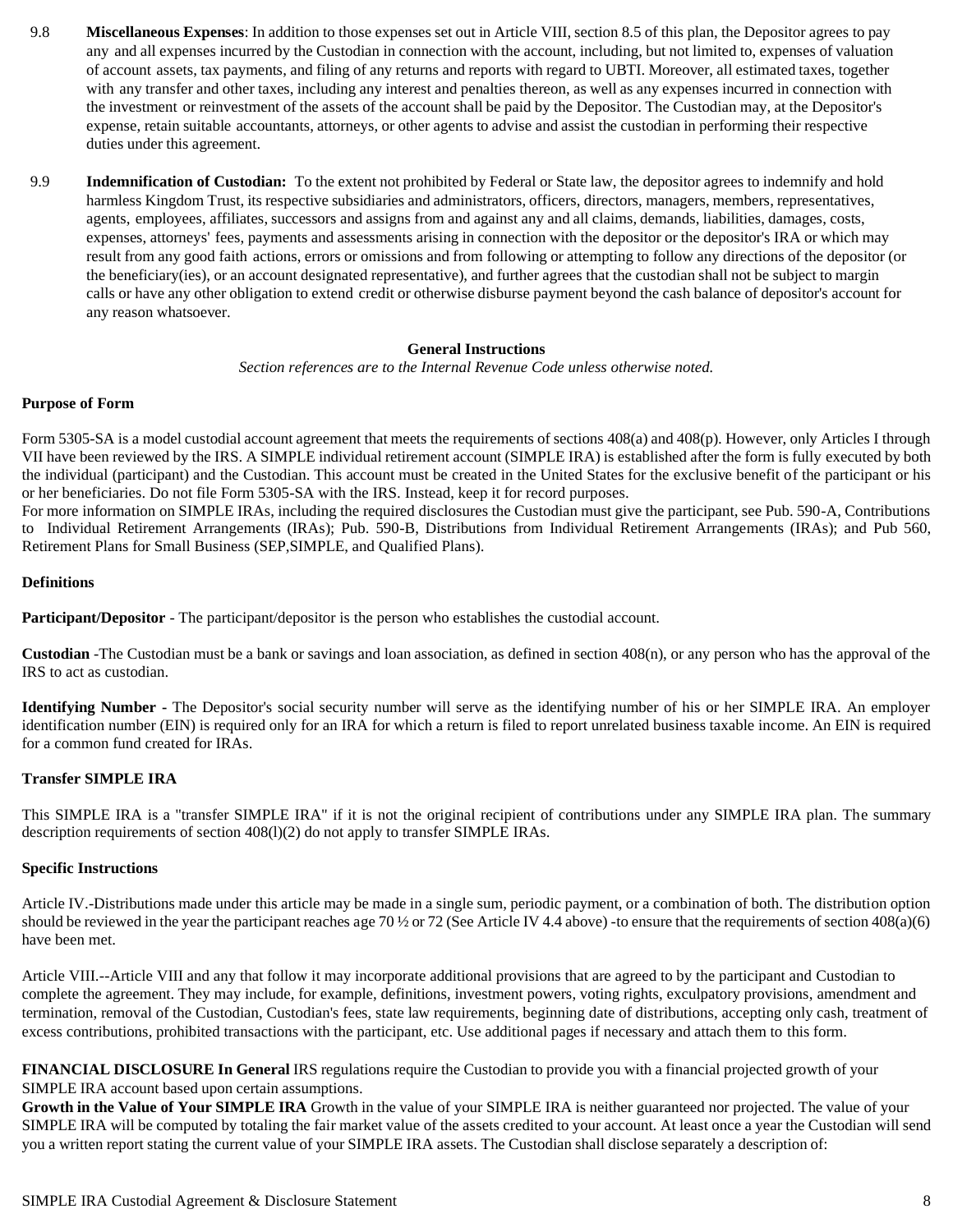9.8 **Miscellaneous Expenses**: In addition to those expenses set out in Article VIII, section 8.5 of this plan, the Depositor agrees to pay any and all expenses incurred by the Custodian in connection with the account, including, but not limited to, expenses of valuation of account assets, tax payments, and filing of any returns and reports with regard to UBTI. Moreover, all estimated taxes, together with any transfer and other taxes, including any interest and penalties thereon, as well as any expenses incurred in connection with the investment or reinvestment of the assets of the account shall be paid by the Depositor. The Custodian may, at the Depositor's expense, retain suitable accountants, attorneys, or other agents to advise and assist the custodian in performing their respective duties under this agreement.

9.9 **Indemnification of Custodian:** To the extent not prohibited by Federal or State law, the depositor agrees to indemnify and hold harmless Kingdom Trust, its respective subsidiaries and administrators, officers, directors, managers, members, representatives, agents, employees, affiliates, successors and assigns from and against any and all claims, demands, liabilities, damages, costs, expenses, attorneys' fees, payments and assessments arising in connection with the depositor or the depositor's IRA or which may result from any good faith actions, errors or omissions and from following or attempting to follow any directions of the depositor (or the beneficiary(ies), or an account designated representative), and further agrees that the custodian shall not be subject to margin calls or have any other obligation to extend credit or otherwise disburse payment beyond the cash balance of depositor's account for any reason whatsoever.

## General Instructions

*Section references are to the Internal Revenue Code unless otherwise noted.*

### Purpose of Form

Form 5305-SA is a model custodial account agreement that meets the requirements of sections 408(a) and 408(p). However, only Articles I through VII have been reviewed by the IRS. A SIMPLE individual retirement account (SIMPLE IRA) is established after the form is fully executed by both the individual (participant) and the Custodian. This account must be created in the United States for the exclusive benefit of the participant or his or her beneficiaries. Do not file Form 5305-SA with the IRS. Instead, keep it for record purposes.
For more information on SIMPLE IRAs, including the required disclosures the Custodian must give the participant, see Pub. 590-A, Contributions to Individual Retirement Arrangements (IRAs); Pub. 590-B, Distributions from Individual Retirement Arrangements (IRAs); and Pub 560, Retirement Plans for Small Business (SEP,SIMPLE, and Qualified Plans).

### Definitions

**Participant/Depositor** - The participant/depositor is the person who establishes the custodial account.

**Custodian** -The Custodian must be a bank or savings and loan association, as defined in section 408(n), or any person who has the approval of the IRS to act as custodian.

**Identifying Number -** The Depositor's social security number will serve as the identifying number of his or her SIMPLE IRA. An employer identification number (EIN) is required only for an IRA for which a return is filed to report unrelated business taxable income. An EIN is required for a common fund created for IRAs.

### Transfer SIMPLE IRA

This SIMPLE IRA is a "transfer SIMPLE IRA" if it is not the original recipient of contributions under any SIMPLE IRA plan. The summary description requirements of section 408(l)(2) do not apply to transfer SIMPLE IRAs.

### Specific Instructions

Article IV.-Distributions made under this article may be made in a single sum, periodic payment, or a combination of both. The distribution option should be reviewed in the year the participant reaches age 70 ½ or 72 (See Article IV 4.4 above) -to ensure that the requirements of section 408(a)(6) have been met.

Article VIII.--Article VIII and any that follow it may incorporate additional provisions that are agreed to by the participant and Custodian to complete the agreement. They may include, for example, definitions, investment powers, voting rights, exculpatory provisions, amendment and termination, removal of the Custodian, Custodian's fees, state law requirements, beginning date of distributions, accepting only cash, treatment of excess contributions, prohibited transactions with the participant, etc. Use additional pages if necessary and attach them to this form.

**FINANCIAL DISCLOSURE In General** IRS regulations require the Custodian to provide you with a financial projected growth of your SIMPLE IRA account based upon certain assumptions.
**Growth in the Value of Your SIMPLE IRA** Growth in the value of your SIMPLE IRA is neither guaranteed nor projected. The value of your SIMPLE IRA will be computed by totaling the fair market value of the assets credited to your account. At least once a year the Custodian will send you a written report stating the current value of your SIMPLE IRA assets. The Custodian shall disclose separately a description of: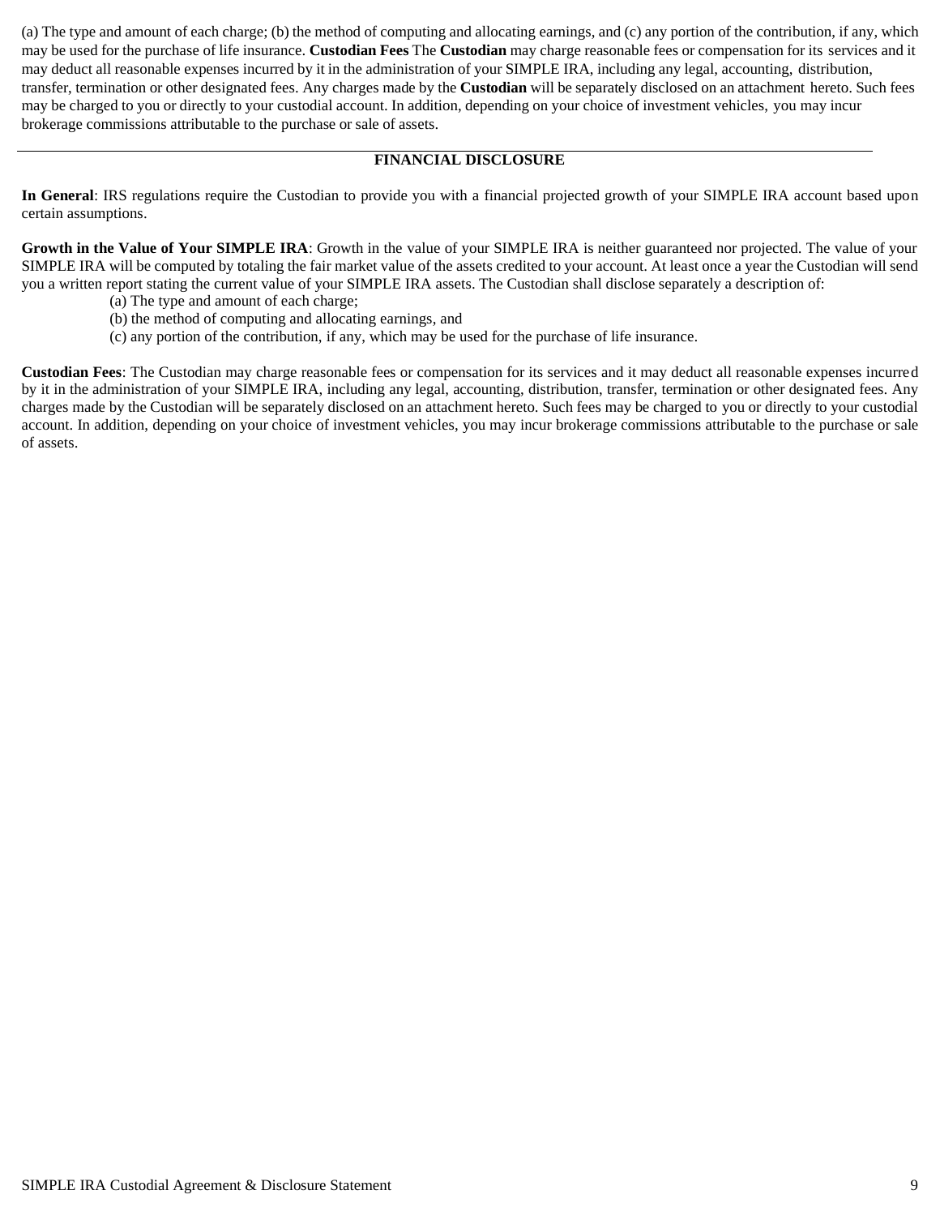(a) The type and amount of each charge; (b) the method of computing and allocating earnings, and (c) any portion of the contribution, if any, which may be used for the purchase of life insurance. **Custodian Fees** The **Custodian** may charge reasonable fees or compensation for its services and it may deduct all reasonable expenses incurred by it in the administration of your SIMPLE IRA, including any legal, accounting, distribution, transfer, termination or other designated fees. Any charges made by the **Custodian** will be separately disclosed on an attachment hereto. Such fees may be charged to you or directly to your custodial account. In addition, depending on your choice of investment vehicles, you may incur brokerage commissions attributable to the purchase or sale of assets.

---

## FINANCIAL DISCLOSURE

**In General**: IRS regulations require the Custodian to provide you with a financial projected growth of your SIMPLE IRA account based upon certain assumptions.

**Growth in the Value of Your SIMPLE IRA**: Growth in the value of your SIMPLE IRA is neither guaranteed nor projected. The value of your SIMPLE IRA will be computed by totaling the fair market value of the assets credited to your account. At least once a year the Custodian will send you a written report stating the current value of your SIMPLE IRA assets. The Custodian shall disclose separately a description of:

(a) The type and amount of each charge;
(b) the method of computing and allocating earnings, and
(c) any portion of the contribution, if any, which may be used for the purchase of life insurance.

**Custodian Fees**: The Custodian may charge reasonable fees or compensation for its services and it may deduct all reasonable expenses incurred by it in the administration of your SIMPLE IRA, including any legal, accounting, distribution, transfer, termination or other designated fees. Any charges made by the Custodian will be separately disclosed on an attachment hereto. Such fees may be charged to you or directly to your custodial account. In addition, depending on your choice of investment vehicles, you may incur brokerage commissions attributable to the purchase or sale of assets.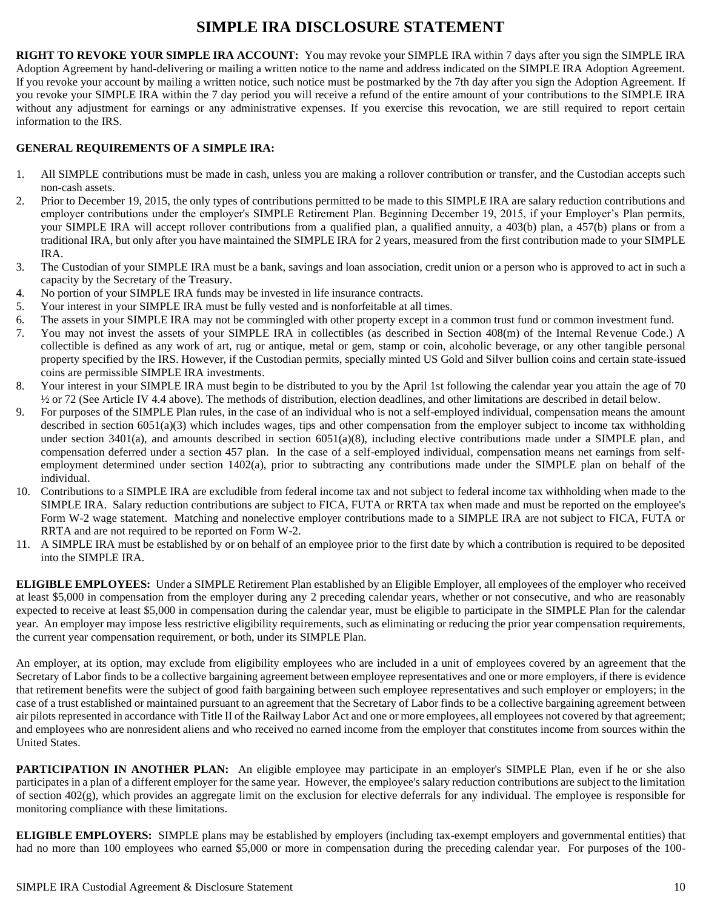# SIMPLE IRA DISCLOSURE STATEMENT

**RIGHT TO REVOKE YOUR SIMPLE IRA ACCOUNT:** You may revoke your SIMPLE IRA within 7 days after you sign the SIMPLE IRA Adoption Agreement by hand-delivering or mailing a written notice to the name and address indicated on the SIMPLE IRA Adoption Agreement. If you revoke your account by mailing a written notice, such notice must be postmarked by the 7th day after you sign the Adoption Agreement. If you revoke your SIMPLE IRA within the 7 day period you will receive a refund of the entire amount of your contributions to the SIMPLE IRA without any adjustment for earnings or any administrative expenses. If you exercise this revocation, we are still required to report certain information to the IRS.

**GENERAL REQUIREMENTS OF A SIMPLE IRA:**

1. All SIMPLE contributions must be made in cash, unless you are making a rollover contribution or transfer, and the Custodian accepts such non-cash assets.
2. Prior to December 19, 2015, the only types of contributions permitted to be made to this SIMPLE IRA are salary reduction contributions and employer contributions under the employer's SIMPLE Retirement Plan. Beginning December 19, 2015, if your Employer's Plan permits, your SIMPLE IRA will accept rollover contributions from a qualified plan, a qualified annuity, a 403(b) plan, a 457(b) plans or from a traditional IRA, but only after you have maintained the SIMPLE IRA for 2 years, measured from the first contribution made to your SIMPLE IRA.
3. The Custodian of your SIMPLE IRA must be a bank, savings and loan association, credit union or a person who is approved to act in such a capacity by the Secretary of the Treasury.
4. No portion of your SIMPLE IRA funds may be invested in life insurance contracts.
5. Your interest in your SIMPLE IRA must be fully vested and is nonforfeitable at all times.
6. The assets in your SIMPLE IRA may not be commingled with other property except in a common trust fund or common investment fund.
7. You may not invest the assets of your SIMPLE IRA in collectibles (as described in Section 408(m) of the Internal Revenue Code.) A collectible is defined as any work of art, rug or antique, metal or gem, stamp or coin, alcoholic beverage, or any other tangible personal property specified by the IRS. However, if the Custodian permits, specially minted US Gold and Silver bullion coins and certain state-issued coins are permissible SIMPLE IRA investments.
8. Your interest in your SIMPLE IRA must begin to be distributed to you by the April 1st following the calendar year you attain the age of 70 ½ or 72 (See Article IV 4.4 above). The methods of distribution, election deadlines, and other limitations are described in detail below.
9. For purposes of the SIMPLE Plan rules, in the case of an individual who is not a self-employed individual, compensation means the amount described in section 6051(a)(3) which includes wages, tips and other compensation from the employer subject to income tax withholding under section 3401(a), and amounts described in section 6051(a)(8), including elective contributions made under a SIMPLE plan, and compensation deferred under a section 457 plan. In the case of a self-employed individual, compensation means net earnings from self-employment determined under section 1402(a), prior to subtracting any contributions made under the SIMPLE plan on behalf of the individual.
10. Contributions to a SIMPLE IRA are excludible from federal income tax and not subject to federal income tax withholding when made to the SIMPLE IRA. Salary reduction contributions are subject to FICA, FUTA or RRTA tax when made and must be reported on the employee's Form W-2 wage statement. Matching and nonelective employer contributions made to a SIMPLE IRA are not subject to FICA, FUTA or RRTA and are not required to be reported on Form W-2.
11. A SIMPLE IRA must be established by or on behalf of an employee prior to the first date by which a contribution is required to be deposited into the SIMPLE IRA.

**ELIGIBLE EMPLOYEES:** Under a SIMPLE Retirement Plan established by an Eligible Employer, all employees of the employer who received at least $5,000 in compensation from the employer during any 2 preceding calendar years, whether or not consecutive, and who are reasonably expected to receive at least $5,000 in compensation during the calendar year, must be eligible to participate in the SIMPLE Plan for the calendar year. An employer may impose less restrictive eligibility requirements, such as eliminating or reducing the prior year compensation requirements, the current year compensation requirement, or both, under its SIMPLE Plan.

An employer, at its option, may exclude from eligibility employees who are included in a unit of employees covered by an agreement that the Secretary of Labor finds to be a collective bargaining agreement between employee representatives and one or more employers, if there is evidence that retirement benefits were the subject of good faith bargaining between such employee representatives and such employer or employers; in the case of a trust established or maintained pursuant to an agreement that the Secretary of Labor finds to be a collective bargaining agreement between air pilots represented in accordance with Title II of the Railway Labor Act and one or more employees, all employees not covered by that agreement; and employees who are nonresident aliens and who received no earned income from the employer that constitutes income from sources within the United States.

**PARTICIPATION IN ANOTHER PLAN:** An eligible employee may participate in an employer's SIMPLE Plan, even if he or she also participates in a plan of a different employer for the same year. However, the employee's salary reduction contributions are subject to the limitation of section 402(g), which provides an aggregate limit on the exclusion for elective deferrals for any individual. The employee is responsible for monitoring compliance with these limitations.

**ELIGIBLE EMPLOYERS:** SIMPLE plans may be established by employers (including tax-exempt employers and governmental entities) that had no more than 100 employees who earned $5,000 or more in compensation during the preceding calendar year. For purposes of the 100-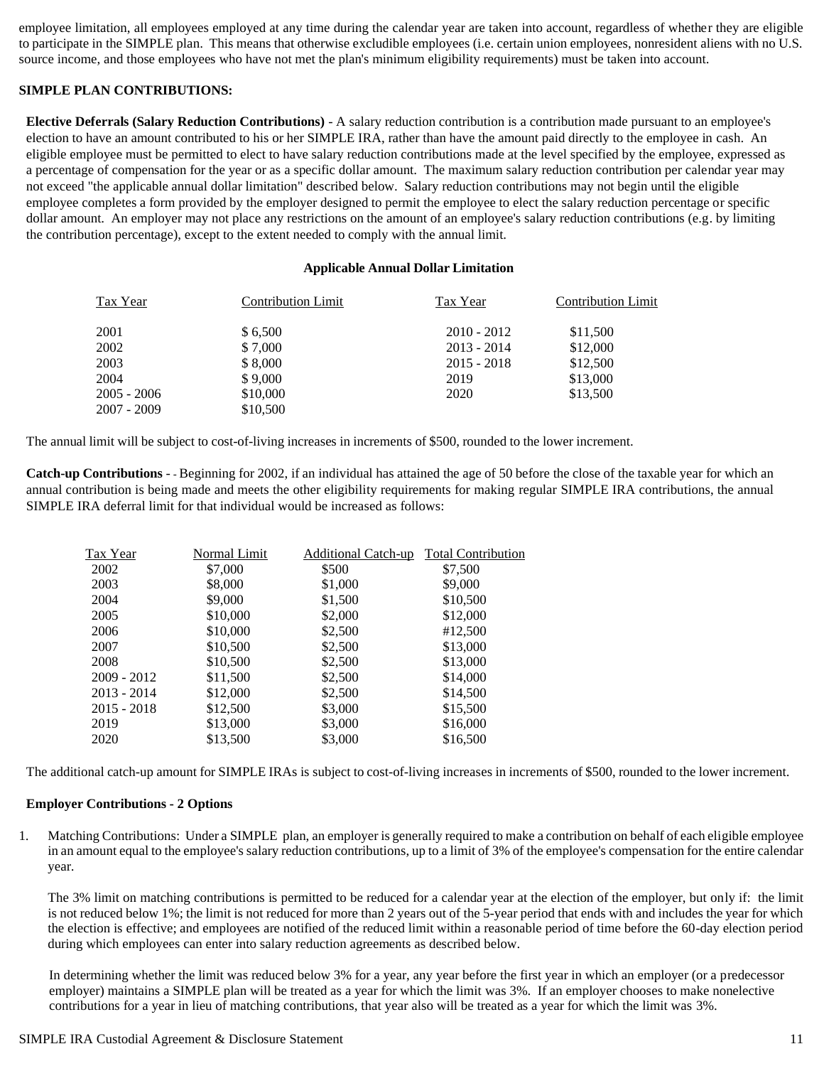employee limitation, all employees employed at any time during the calendar year are taken into account, regardless of whether they are eligible to participate in the SIMPLE plan. This means that otherwise excludible employees (i.e. certain union employees, nonresident aliens with no U.S. source income, and those employees who have not met the plan's minimum eligibility requirements) must be taken into account.

**SIMPLE PLAN CONTRIBUTIONS:**

**Elective Deferrals (Salary Reduction Contributions)** - A salary reduction contribution is a contribution made pursuant to an employee's election to have an amount contributed to his or her SIMPLE IRA, rather than have the amount paid directly to the employee in cash. An eligible employee must be permitted to elect to have salary reduction contributions made at the level specified by the employee, expressed as a percentage of compensation for the year or as a specific dollar amount. The maximum salary reduction contribution per calendar year may not exceed "the applicable annual dollar limitation" described below. Salary reduction contributions may not begin until the eligible employee completes a form provided by the employer designed to permit the employee to elect the salary reduction percentage or specific dollar amount. An employer may not place any restrictions on the amount of an employee's salary reduction contributions (e.g. by limiting the contribution percentage), except to the extent needed to comply with the annual limit.

**Applicable Annual Dollar Limitation**

| Tax Year | Contribution Limit | Tax Year | Contribution Limit |
|---|---|---|---|
| 2001 | $ 6,500 | 2010 - 2012 | $11,500 |
| 2002 | $ 7,000 | 2013 - 2014 | $12,000 |
| 2003 | $ 8,000 | 2015 - 2018 | $12,500 |
| 2004 | $ 9,000 | 2019 | $13,000 |
| 2005 - 2006 | $10,000 | 2020 | $13,500 |
| 2007 - 2009 | $10,500 | | |

The annual limit will be subject to cost-of-living increases in increments of $500, rounded to the lower increment.

**Catch-up Contributions** - - Beginning for 2002, if an individual has attained the age of 50 before the close of the taxable year for which an annual contribution is being made and meets the other eligibility requirements for making regular SIMPLE IRA contributions, the annual SIMPLE IRA deferral limit for that individual would be increased as follows:

| Tax Year | Normal Limit | Additional Catch-up | Total Contribution |
|---|---|---|---|
| 2002 | $7,000 | $500 | $7,500 |
| 2003 | $8,000 | $1,000 | $9,000 |
| 2004 | $9,000 | $1,500 | $10,500 |
| 2005 | $10,000 | $2,000 | $12,000 |
| 2006 | $10,000 | $2,500 | #12,500 |
| 2007 | $10,500 | $2,500 | $13,000 |
| 2008 | $10,500 | $2,500 | $13,000 |
| 2009 - 2012 | $11,500 | $2,500 | $14,000 |
| 2013 - 2014 | $12,000 | $2,500 | $14,500 |
| 2015 - 2018 | $12,500 | $3,000 | $15,500 |
| 2019 | $13,000 | $3,000 | $16,000 |
| 2020 | $13,500 | $3,000 | $16,500 |

The additional catch-up amount for SIMPLE IRAs is subject to cost-of-living increases in increments of $500, rounded to the lower increment.

**Employer Contributions - 2 Options**

1. Matching Contributions: Under a SIMPLE plan, an employer is generally required to make a contribution on behalf of each eligible employee in an amount equal to the employee's salary reduction contributions, up to a limit of 3% of the employee's compensation for the entire calendar year.

   The 3% limit on matching contributions is permitted to be reduced for a calendar year at the election of the employer, but only if: the limit is not reduced below 1%; the limit is not reduced for more than 2 years out of the 5-year period that ends with and includes the year for which the election is effective; and employees are notified of the reduced limit within a reasonable period of time before the 60-day election period during which employees can enter into salary reduction agreements as described below.

   In determining whether the limit was reduced below 3% for a year, any year before the first year in which an employer (or a predecessor employer) maintains a SIMPLE plan will be treated as a year for which the limit was 3%. If an employer chooses to make nonelective contributions for a year in lieu of matching contributions, that year also will be treated as a year for which the limit was 3%.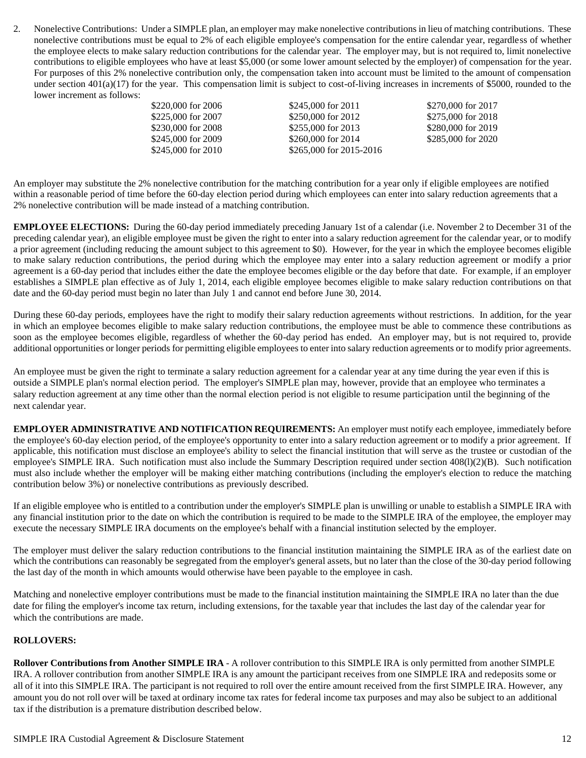2. Nonelective Contributions: Under a SIMPLE plan, an employer may make nonelective contributions in lieu of matching contributions. These nonelective contributions must be equal to 2% of each eligible employee's compensation for the entire calendar year, regardless of whether the employee elects to make salary reduction contributions for the calendar year. The employer may, but is not required to, limit nonelective contributions to eligible employees who have at least $5,000 (or some lower amount selected by the employer) of compensation for the year. For purposes of this 2% nonelective contribution only, the compensation taken into account must be limited to the amount of compensation under section 401(a)(17) for the year. This compensation limit is subject to cost-of-living increases in increments of $5000, rounded to the lower increment as follows:

| | | |
|---|---|---|
| $220,000 for 2006 | $245,000 for 2011 | $270,000 for 2017 |
| $225,000 for 2007 | $250,000 for 2012 | $275,000 for 2018 |
| $230,000 for 2008 | $255,000 for 2013 | $280,000 for 2019 |
| $245,000 for 2009 | $260,000 for 2014 | $285,000 for 2020 |
| $245,000 for 2010 | $265,000 for 2015-2016 | |

An employer may substitute the 2% nonelective contribution for the matching contribution for a year only if eligible employees are notified within a reasonable period of time before the 60-day election period during which employees can enter into salary reduction agreements that a 2% nonelective contribution will be made instead of a matching contribution.

**EMPLOYEE ELECTIONS:** During the 60-day period immediately preceding January 1st of a calendar (i.e. November 2 to December 31 of the preceding calendar year), an eligible employee must be given the right to enter into a salary reduction agreement for the calendar year, or to modify a prior agreement (including reducing the amount subject to this agreement to $0). However, for the year in which the employee becomes eligible to make salary reduction contributions, the period during which the employee may enter into a salary reduction agreement or modify a prior agreement is a 60-day period that includes either the date the employee becomes eligible or the day before that date. For example, if an employer establishes a SIMPLE plan effective as of July 1, 2014, each eligible employee becomes eligible to make salary reduction contributions on that date and the 60-day period must begin no later than July 1 and cannot end before June 30, 2014.

During these 60-day periods, employees have the right to modify their salary reduction agreements without restrictions. In addition, for the year in which an employee becomes eligible to make salary reduction contributions, the employee must be able to commence these contributions as soon as the employee becomes eligible, regardless of whether the 60-day period has ended. An employer may, but is not required to, provide additional opportunities or longer periods for permitting eligible employees to enter into salary reduction agreements or to modify prior agreements.

An employee must be given the right to terminate a salary reduction agreement for a calendar year at any time during the year even if this is outside a SIMPLE plan's normal election period. The employer's SIMPLE plan may, however, provide that an employee who terminates a salary reduction agreement at any time other than the normal election period is not eligible to resume participation until the beginning of the next calendar year.

**EMPLOYER ADMINISTRATIVE AND NOTIFICATION REQUIREMENTS:** An employer must notify each employee, immediately before the employee's 60-day election period, of the employee's opportunity to enter into a salary reduction agreement or to modify a prior agreement. If applicable, this notification must disclose an employee's ability to select the financial institution that will serve as the trustee or custodian of the employee's SIMPLE IRA. Such notification must also include the Summary Description required under section 408(l)(2)(B). Such notification must also include whether the employer will be making either matching contributions (including the employer's election to reduce the matching contribution below 3%) or nonelective contributions as previously described.

If an eligible employee who is entitled to a contribution under the employer's SIMPLE plan is unwilling or unable to establish a SIMPLE IRA with any financial institution prior to the date on which the contribution is required to be made to the SIMPLE IRA of the employee, the employer may execute the necessary SIMPLE IRA documents on the employee's behalf with a financial institution selected by the employer.

The employer must deliver the salary reduction contributions to the financial institution maintaining the SIMPLE IRA as of the earliest date on which the contributions can reasonably be segregated from the employer's general assets, but no later than the close of the 30-day period following the last day of the month in which amounts would otherwise have been payable to the employee in cash.

Matching and nonelective employer contributions must be made to the financial institution maintaining the SIMPLE IRA no later than the due date for filing the employer's income tax return, including extensions, for the taxable year that includes the last day of the calendar year for which the contributions are made.

**ROLLOVERS:**

**Rollover Contributions from Another SIMPLE IRA** - A rollover contribution to this SIMPLE IRA is only permitted from another SIMPLE IRA. A rollover contribution from another SIMPLE IRA is any amount the participant receives from one SIMPLE IRA and redeposits some or all of it into this SIMPLE IRA. The participant is not required to roll over the entire amount received from the first SIMPLE IRA. However, any amount you do not roll over will be taxed at ordinary income tax rates for federal income tax purposes and may also be subject to an additional tax if the distribution is a premature distribution described below.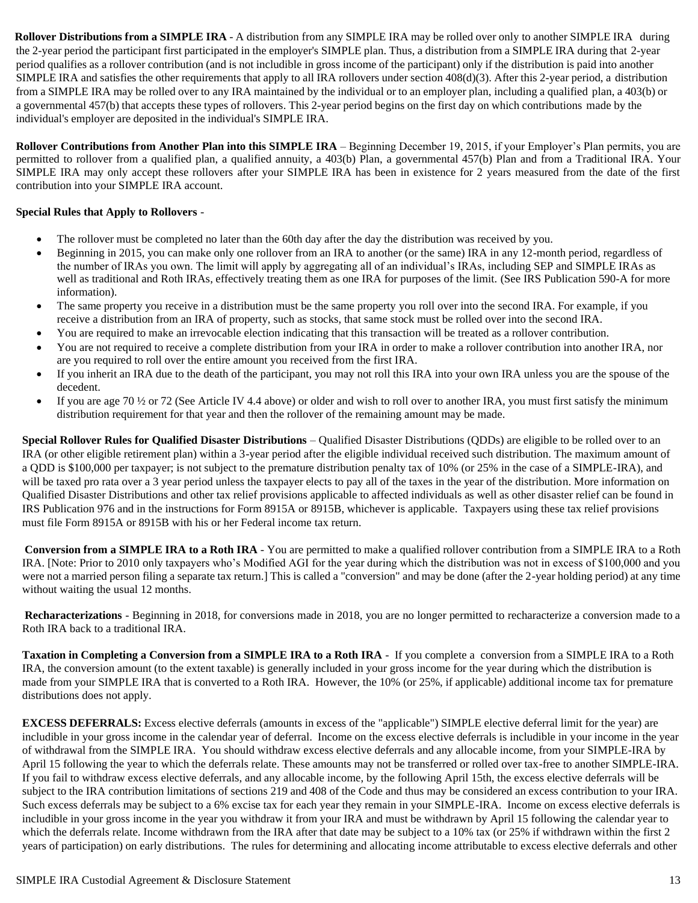**Rollover Distributions from a SIMPLE IRA** - A distribution from any SIMPLE IRA may be rolled over only to another SIMPLE IRA during the 2-year period the participant first participated in the employer's SIMPLE plan. Thus, a distribution from a SIMPLE IRA during that 2-year period qualifies as a rollover contribution (and is not includible in gross income of the participant) only if the distribution is paid into another SIMPLE IRA and satisfies the other requirements that apply to all IRA rollovers under section 408(d)(3). After this 2-year period, a distribution from a SIMPLE IRA may be rolled over to any IRA maintained by the individual or to an employer plan, including a qualified plan, a 403(b) or a governmental 457(b) that accepts these types of rollovers. This 2-year period begins on the first day on which contributions made by the individual's employer are deposited in the individual's SIMPLE IRA.

**Rollover Contributions from Another Plan into this SIMPLE IRA** – Beginning December 19, 2015, if your Employer's Plan permits, you are permitted to rollover from a qualified plan, a qualified annuity, a 403(b) Plan, a governmental 457(b) Plan and from a Traditional IRA. Your SIMPLE IRA may only accept these rollovers after your SIMPLE IRA has been in existence for 2 years measured from the date of the first contribution into your SIMPLE IRA account.

**Special Rules that Apply to Rollovers** -

- The rollover must be completed no later than the 60th day after the day the distribution was received by you.
- Beginning in 2015, you can make only one rollover from an IRA to another (or the same) IRA in any 12-month period, regardless of the number of IRAs you own. The limit will apply by aggregating all of an individual's IRAs, including SEP and SIMPLE IRAs as well as traditional and Roth IRAs, effectively treating them as one IRA for purposes of the limit. (See IRS Publication 590-A for more information).
- The same property you receive in a distribution must be the same property you roll over into the second IRA. For example, if you receive a distribution from an IRA of property, such as stocks, that same stock must be rolled over into the second IRA.
- You are required to make an irrevocable election indicating that this transaction will be treated as a rollover contribution.
- You are not required to receive a complete distribution from your IRA in order to make a rollover contribution into another IRA, nor are you required to roll over the entire amount you received from the first IRA.
- If you inherit an IRA due to the death of the participant, you may not roll this IRA into your own IRA unless you are the spouse of the decedent.
- If you are age 70 ½ or 72 (See Article IV 4.4 above) or older and wish to roll over to another IRA, you must first satisfy the minimum distribution requirement for that year and then the rollover of the remaining amount may be made.

**Special Rollover Rules for Qualified Disaster Distributions** – Qualified Disaster Distributions (QDDs) are eligible to be rolled over to an IRA (or other eligible retirement plan) within a 3-year period after the eligible individual received such distribution. The maximum amount of a QDD is $100,000 per taxpayer; is not subject to the premature distribution penalty tax of 10% (or 25% in the case of a SIMPLE-IRA), and will be taxed pro rata over a 3 year period unless the taxpayer elects to pay all of the taxes in the year of the distribution. More information on Qualified Disaster Distributions and other tax relief provisions applicable to affected individuals as well as other disaster relief can be found in IRS Publication 976 and in the instructions for Form 8915A or 8915B, whichever is applicable. Taxpayers using these tax relief provisions must file Form 8915A or 8915B with his or her Federal income tax return.

**Conversion from a SIMPLE IRA to a Roth IRA** - You are permitted to make a qualified rollover contribution from a SIMPLE IRA to a Roth IRA. [Note: Prior to 2010 only taxpayers who's Modified AGI for the year during which the distribution was not in excess of $100,000 and you were not a married person filing a separate tax return.] This is called a "conversion" and may be done (after the 2-year holding period) at any time without waiting the usual 12 months.

**Recharacterizations** - Beginning in 2018, for conversions made in 2018, you are no longer permitted to recharacterize a conversion made to a Roth IRA back to a traditional IRA.

**Taxation in Completing a Conversion from a SIMPLE IRA to a Roth IRA** - If you complete a conversion from a SIMPLE IRA to a Roth IRA, the conversion amount (to the extent taxable) is generally included in your gross income for the year during which the distribution is made from your SIMPLE IRA that is converted to a Roth IRA. However, the 10% (or 25%, if applicable) additional income tax for premature distributions does not apply.

**EXCESS DEFERRALS:** Excess elective deferrals (amounts in excess of the "applicable") SIMPLE elective deferral limit for the year) are includible in your gross income in the calendar year of deferral. Income on the excess elective deferrals is includible in your income in the year of withdrawal from the SIMPLE IRA. You should withdraw excess elective deferrals and any allocable income, from your SIMPLE-IRA by April 15 following the year to which the deferrals relate. These amounts may not be transferred or rolled over tax-free to another SIMPLE-IRA. If you fail to withdraw excess elective deferrals, and any allocable income, by the following April 15th, the excess elective deferrals will be subject to the IRA contribution limitations of sections 219 and 408 of the Code and thus may be considered an excess contribution to your IRA. Such excess deferrals may be subject to a 6% excise tax for each year they remain in your SIMPLE-IRA. Income on excess elective deferrals is includible in your gross income in the year you withdraw it from your IRA and must be withdrawn by April 15 following the calendar year to which the deferrals relate. Income withdrawn from the IRA after that date may be subject to a 10% tax (or 25% if withdrawn within the first 2 years of participation) on early distributions. The rules for determining and allocating income attributable to excess elective deferrals and other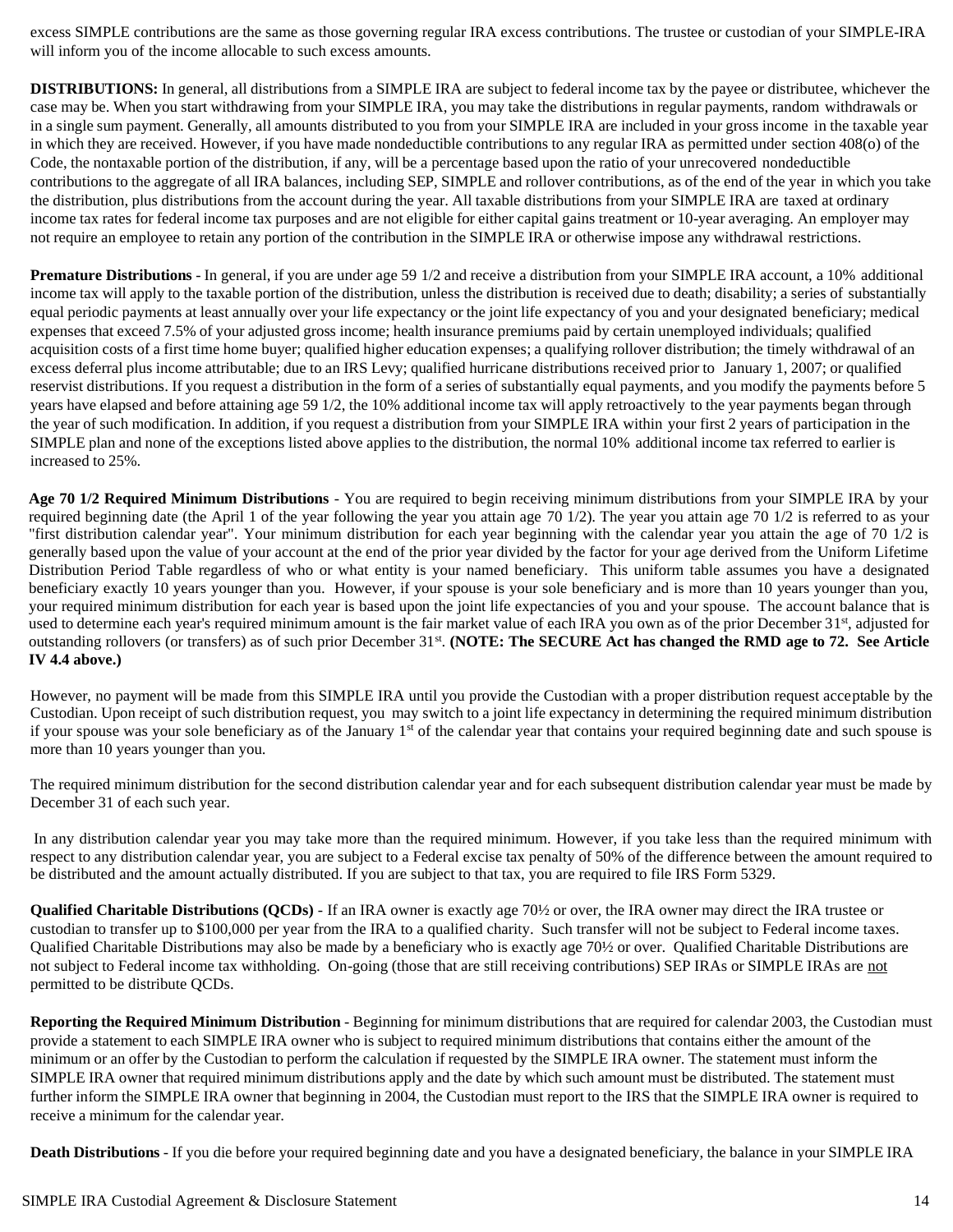excess SIMPLE contributions are the same as those governing regular IRA excess contributions. The trustee or custodian of your SIMPLE-IRA will inform you of the income allocable to such excess amounts.

**DISTRIBUTIONS:** In general, all distributions from a SIMPLE IRA are subject to federal income tax by the payee or distributee, whichever the case may be. When you start withdrawing from your SIMPLE IRA, you may take the distributions in regular payments, random withdrawals or in a single sum payment. Generally, all amounts distributed to you from your SIMPLE IRA are included in your gross income in the taxable year in which they are received. However, if you have made nondeductible contributions to any regular IRA as permitted under section 408(o) of the Code, the nontaxable portion of the distribution, if any, will be a percentage based upon the ratio of your unrecovered nondeductible contributions to the aggregate of all IRA balances, including SEP, SIMPLE and rollover contributions, as of the end of the year in which you take the distribution, plus distributions from the account during the year. All taxable distributions from your SIMPLE IRA are taxed at ordinary income tax rates for federal income tax purposes and are not eligible for either capital gains treatment or 10-year averaging. An employer may not require an employee to retain any portion of the contribution in the SIMPLE IRA or otherwise impose any withdrawal restrictions.

**Premature Distributions** - In general, if you are under age 59 1/2 and receive a distribution from your SIMPLE IRA account, a 10% additional income tax will apply to the taxable portion of the distribution, unless the distribution is received due to death; disability; a series of substantially equal periodic payments at least annually over your life expectancy or the joint life expectancy of you and your designated beneficiary; medical expenses that exceed 7.5% of your adjusted gross income; health insurance premiums paid by certain unemployed individuals; qualified acquisition costs of a first time home buyer; qualified higher education expenses; a qualifying rollover distribution; the timely withdrawal of an excess deferral plus income attributable; due to an IRS Levy; qualified hurricane distributions received prior to January 1, 2007; or qualified reservist distributions. If you request a distribution in the form of a series of substantially equal payments, and you modify the payments before 5 years have elapsed and before attaining age 59 1/2, the 10% additional income tax will apply retroactively to the year payments began through the year of such modification. In addition, if you request a distribution from your SIMPLE IRA within your first 2 years of participation in the SIMPLE plan and none of the exceptions listed above applies to the distribution, the normal 10% additional income tax referred to earlier is increased to 25%.

**Age 70 1/2 Required Minimum Distributions** - You are required to begin receiving minimum distributions from your SIMPLE IRA by your required beginning date (the April 1 of the year following the year you attain age 70 1/2). The year you attain age 70 1/2 is referred to as your "first distribution calendar year". Your minimum distribution for each year beginning with the calendar year you attain the age of 70 1/2 is generally based upon the value of your account at the end of the prior year divided by the factor for your age derived from the Uniform Lifetime Distribution Period Table regardless of who or what entity is your named beneficiary. This uniform table assumes you have a designated beneficiary exactly 10 years younger than you. However, if your spouse is your sole beneficiary and is more than 10 years younger than you, your required minimum distribution for each year is based upon the joint life expectancies of you and your spouse. The account balance that is used to determine each year's required minimum amount is the fair market value of each IRA you own as of the prior December 31st, adjusted for outstanding rollovers (or transfers) as of such prior December 31st. **(NOTE: The SECURE Act has changed the RMD age to 72. See Article IV 4.4 above.)**

However, no payment will be made from this SIMPLE IRA until you provide the Custodian with a proper distribution request acceptable by the Custodian. Upon receipt of such distribution request, you may switch to a joint life expectancy in determining the required minimum distribution if your spouse was your sole beneficiary as of the January 1st of the calendar year that contains your required beginning date and such spouse is more than 10 years younger than you.

The required minimum distribution for the second distribution calendar year and for each subsequent distribution calendar year must be made by December 31 of each such year.

In any distribution calendar year you may take more than the required minimum. However, if you take less than the required minimum with respect to any distribution calendar year, you are subject to a Federal excise tax penalty of 50% of the difference between the amount required to be distributed and the amount actually distributed. If you are subject to that tax, you are required to file IRS Form 5329.

**Qualified Charitable Distributions (QCDs)** - If an IRA owner is exactly age 70½ or over, the IRA owner may direct the IRA trustee or custodian to transfer up to $100,000 per year from the IRA to a qualified charity. Such transfer will not be subject to Federal income taxes. Qualified Charitable Distributions may also be made by a beneficiary who is exactly age 70½ or over. Qualified Charitable Distributions are not subject to Federal income tax withholding. On-going (those that are still receiving contributions) SEP IRAs or SIMPLE IRAs are not permitted to be distribute QCDs.

**Reporting the Required Minimum Distribution** - Beginning for minimum distributions that are required for calendar 2003, the Custodian must provide a statement to each SIMPLE IRA owner who is subject to required minimum distributions that contains either the amount of the minimum or an offer by the Custodian to perform the calculation if requested by the SIMPLE IRA owner. The statement must inform the SIMPLE IRA owner that required minimum distributions apply and the date by which such amount must be distributed. The statement must further inform the SIMPLE IRA owner that beginning in 2004, the Custodian must report to the IRS that the SIMPLE IRA owner is required to receive a minimum for the calendar year.

**Death Distributions** - If you die before your required beginning date and you have a designated beneficiary, the balance in your SIMPLE IRA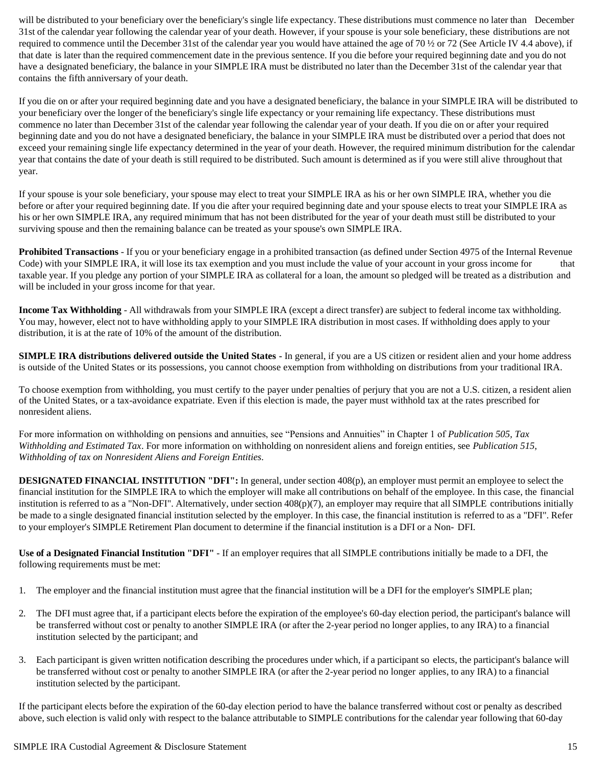will be distributed to your beneficiary over the beneficiary's single life expectancy. These distributions must commence no later than December 31st of the calendar year following the calendar year of your death. However, if your spouse is your sole beneficiary, these distributions are not required to commence until the December 31st of the calendar year you would have attained the age of 70 ½ or 72 (See Article IV 4.4 above), if that date is later than the required commencement date in the previous sentence. If you die before your required beginning date and you do not have a designated beneficiary, the balance in your SIMPLE IRA must be distributed no later than the December 31st of the calendar year that contains the fifth anniversary of your death.

If you die on or after your required beginning date and you have a designated beneficiary, the balance in your SIMPLE IRA will be distributed to your beneficiary over the longer of the beneficiary's single life expectancy or your remaining life expectancy. These distributions must commence no later than December 31st of the calendar year following the calendar year of your death. If you die on or after your required beginning date and you do not have a designated beneficiary, the balance in your SIMPLE IRA must be distributed over a period that does not exceed your remaining single life expectancy determined in the year of your death. However, the required minimum distribution for the calendar year that contains the date of your death is still required to be distributed. Such amount is determined as if you were still alive throughout that year.

If your spouse is your sole beneficiary, your spouse may elect to treat your SIMPLE IRA as his or her own SIMPLE IRA, whether you die before or after your required beginning date. If you die after your required beginning date and your spouse elects to treat your SIMPLE IRA as his or her own SIMPLE IRA, any required minimum that has not been distributed for the year of your death must still be distributed to your surviving spouse and then the remaining balance can be treated as your spouse's own SIMPLE IRA.

**Prohibited Transactions** - If you or your beneficiary engage in a prohibited transaction (as defined under Section 4975 of the Internal Revenue Code) with your SIMPLE IRA, it will lose its tax exemption and you must include the value of your account in your gross income for that taxable year. If you pledge any portion of your SIMPLE IRA as collateral for a loan, the amount so pledged will be treated as a distribution and will be included in your gross income for that year.

**Income Tax Withholding** - All withdrawals from your SIMPLE IRA (except a direct transfer) are subject to federal income tax withholding. You may, however, elect not to have withholding apply to your SIMPLE IRA distribution in most cases. If withholding does apply to your distribution, it is at the rate of 10% of the amount of the distribution.

**SIMPLE IRA distributions delivered outside the United States -** In general, if you are a US citizen or resident alien and your home address is outside of the United States or its possessions, you cannot choose exemption from withholding on distributions from your traditional IRA.

To choose exemption from withholding, you must certify to the payer under penalties of perjury that you are not a U.S. citizen, a resident alien of the United States, or a tax-avoidance expatriate. Even if this election is made, the payer must withhold tax at the rates prescribed for nonresident aliens.

For more information on withholding on pensions and annuities, see "Pensions and Annuities" in Chapter 1 of *Publication 505, Tax Withholding and Estimated Tax*. For more information on withholding on nonresident aliens and foreign entities, see *Publication 515, Withholding of tax on Nonresident Aliens and Foreign Entities*.

**DESIGNATED FINANCIAL INSTITUTION "DFI":** In general, under section 408(p), an employer must permit an employee to select the financial institution for the SIMPLE IRA to which the employer will make all contributions on behalf of the employee. In this case, the financial institution is referred to as a "Non-DFI". Alternatively, under section 408(p)(7), an employer may require that all SIMPLE contributions initially be made to a single designated financial institution selected by the employer. In this case, the financial institution is referred to as a "DFI". Refer to your employer's SIMPLE Retirement Plan document to determine if the financial institution is a DFI or a Non- DFI.

**Use of a Designated Financial Institution "DFI"** - If an employer requires that all SIMPLE contributions initially be made to a DFI, the following requirements must be met:

1. The employer and the financial institution must agree that the financial institution will be a DFI for the employer's SIMPLE plan;
2. The DFI must agree that, if a participant elects before the expiration of the employee's 60-day election period, the participant's balance will be transferred without cost or penalty to another SIMPLE IRA (or after the 2-year period no longer applies, to any IRA) to a financial institution selected by the participant; and
3. Each participant is given written notification describing the procedures under which, if a participant so elects, the participant's balance will be transferred without cost or penalty to another SIMPLE IRA (or after the 2-year period no longer applies, to any IRA) to a financial institution selected by the participant.

If the participant elects before the expiration of the 60-day election period to have the balance transferred without cost or penalty as described above, such election is valid only with respect to the balance attributable to SIMPLE contributions for the calendar year following that 60-day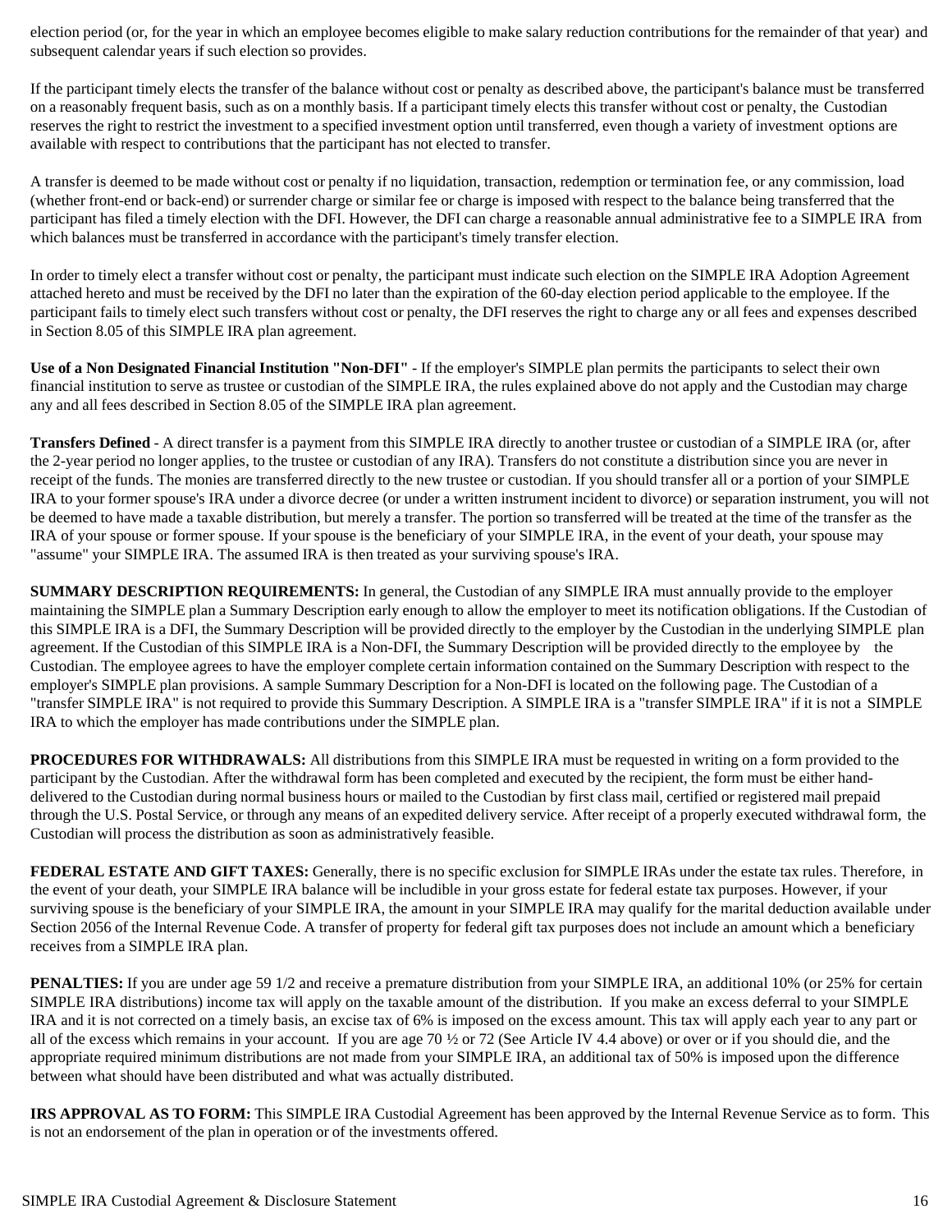election period (or, for the year in which an employee becomes eligible to make salary reduction contributions for the remainder of that year) and subsequent calendar years if such election so provides.

If the participant timely elects the transfer of the balance without cost or penalty as described above, the participant's balance must be transferred on a reasonably frequent basis, such as on a monthly basis. If a participant timely elects this transfer without cost or penalty, the Custodian reserves the right to restrict the investment to a specified investment option until transferred, even though a variety of investment options are available with respect to contributions that the participant has not elected to transfer.

A transfer is deemed to be made without cost or penalty if no liquidation, transaction, redemption or termination fee, or any commission, load (whether front-end or back-end) or surrender charge or similar fee or charge is imposed with respect to the balance being transferred that the participant has filed a timely election with the DFI. However, the DFI can charge a reasonable annual administrative fee to a SIMPLE IRA from which balances must be transferred in accordance with the participant's timely transfer election.

In order to timely elect a transfer without cost or penalty, the participant must indicate such election on the SIMPLE IRA Adoption Agreement attached hereto and must be received by the DFI no later than the expiration of the 60-day election period applicable to the employee. If the participant fails to timely elect such transfers without cost or penalty, the DFI reserves the right to charge any or all fees and expenses described in Section 8.05 of this SIMPLE IRA plan agreement.

**Use of a Non Designated Financial Institution "Non-DFI"** - If the employer's SIMPLE plan permits the participants to select their own financial institution to serve as trustee or custodian of the SIMPLE IRA, the rules explained above do not apply and the Custodian may charge any and all fees described in Section 8.05 of the SIMPLE IRA plan agreement.

**Transfers Defined** - A direct transfer is a payment from this SIMPLE IRA directly to another trustee or custodian of a SIMPLE IRA (or, after the 2-year period no longer applies, to the trustee or custodian of any IRA). Transfers do not constitute a distribution since you are never in receipt of the funds. The monies are transferred directly to the new trustee or custodian. If you should transfer all or a portion of your SIMPLE IRA to your former spouse's IRA under a divorce decree (or under a written instrument incident to divorce) or separation instrument, you will not be deemed to have made a taxable distribution, but merely a transfer. The portion so transferred will be treated at the time of the transfer as the IRA of your spouse or former spouse. If your spouse is the beneficiary of your SIMPLE IRA, in the event of your death, your spouse may "assume" your SIMPLE IRA. The assumed IRA is then treated as your surviving spouse's IRA.

**SUMMARY DESCRIPTION REQUIREMENTS:** In general, the Custodian of any SIMPLE IRA must annually provide to the employer maintaining the SIMPLE plan a Summary Description early enough to allow the employer to meet its notification obligations. If the Custodian of this SIMPLE IRA is a DFI, the Summary Description will be provided directly to the employer by the Custodian in the underlying SIMPLE plan agreement. If the Custodian of this SIMPLE IRA is a Non-DFI, the Summary Description will be provided directly to the employee by the Custodian. The employee agrees to have the employer complete certain information contained on the Summary Description with respect to the employer's SIMPLE plan provisions. A sample Summary Description for a Non-DFI is located on the following page. The Custodian of a "transfer SIMPLE IRA" is not required to provide this Summary Description. A SIMPLE IRA is a "transfer SIMPLE IRA" if it is not a SIMPLE IRA to which the employer has made contributions under the SIMPLE plan.

**PROCEDURES FOR WITHDRAWALS:** All distributions from this SIMPLE IRA must be requested in writing on a form provided to the participant by the Custodian. After the withdrawal form has been completed and executed by the recipient, the form must be either hand-delivered to the Custodian during normal business hours or mailed to the Custodian by first class mail, certified or registered mail prepaid through the U.S. Postal Service, or through any means of an expedited delivery service. After receipt of a properly executed withdrawal form, the Custodian will process the distribution as soon as administratively feasible.

**FEDERAL ESTATE AND GIFT TAXES:** Generally, there is no specific exclusion for SIMPLE IRAs under the estate tax rules. Therefore, in the event of your death, your SIMPLE IRA balance will be includible in your gross estate for federal estate tax purposes. However, if your surviving spouse is the beneficiary of your SIMPLE IRA, the amount in your SIMPLE IRA may qualify for the marital deduction available under Section 2056 of the Internal Revenue Code. A transfer of property for federal gift tax purposes does not include an amount which a beneficiary receives from a SIMPLE IRA plan.

**PENALTIES:** If you are under age 59 1/2 and receive a premature distribution from your SIMPLE IRA, an additional 10% (or 25% for certain SIMPLE IRA distributions) income tax will apply on the taxable amount of the distribution. If you make an excess deferral to your SIMPLE IRA and it is not corrected on a timely basis, an excise tax of 6% is imposed on the excess amount. This tax will apply each year to any part or all of the excess which remains in your account. If you are age 70 ½ or 72 (See Article IV 4.4 above) or over or if you should die, and the appropriate required minimum distributions are not made from your SIMPLE IRA, an additional tax of 50% is imposed upon the difference between what should have been distributed and what was actually distributed.

**IRS APPROVAL AS TO FORM:** This SIMPLE IRA Custodial Agreement has been approved by the Internal Revenue Service as to form. This is not an endorsement of the plan in operation or of the investments offered.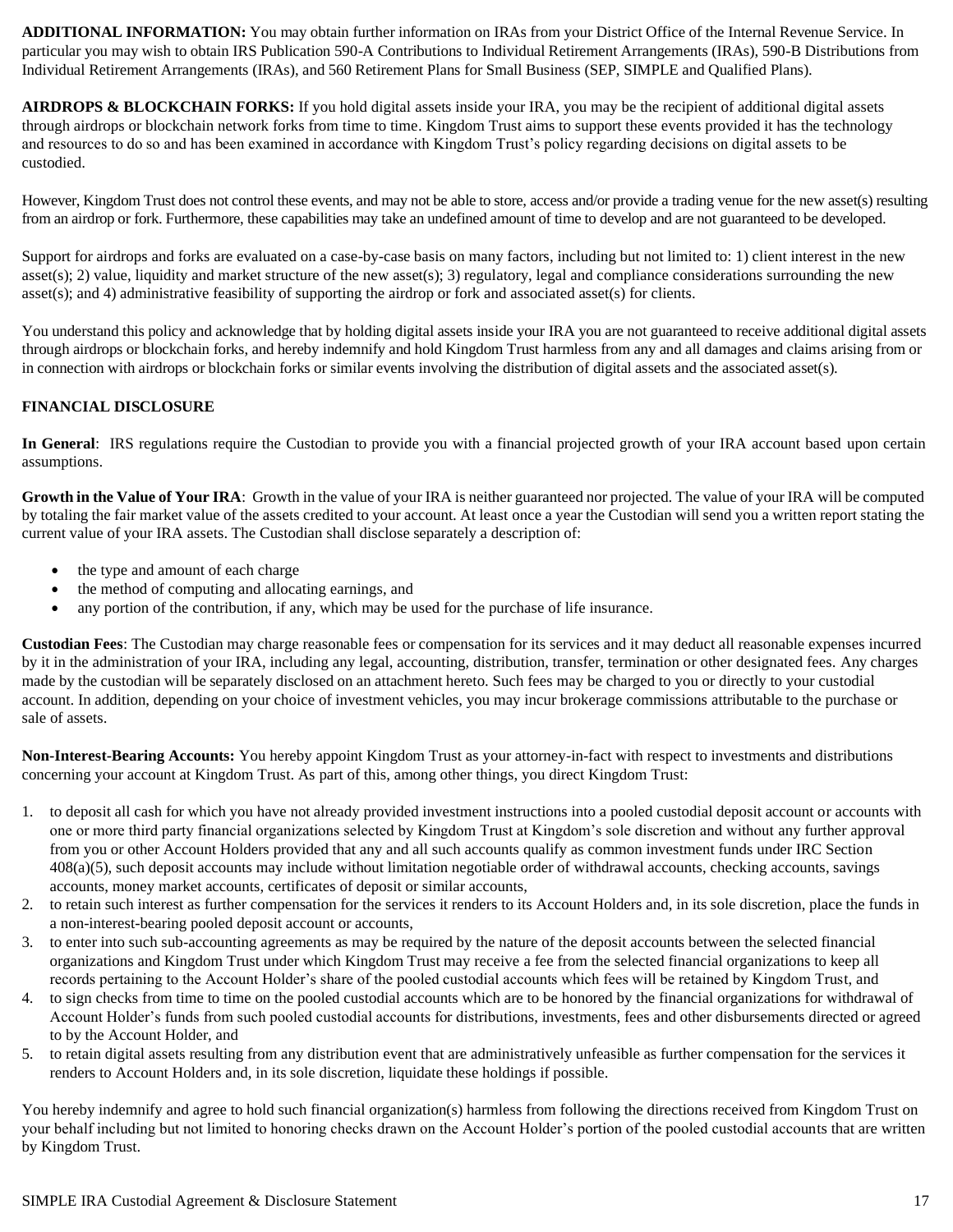**ADDITIONAL INFORMATION:** You may obtain further information on IRAs from your District Office of the Internal Revenue Service. In particular you may wish to obtain IRS Publication 590-A Contributions to Individual Retirement Arrangements (IRAs), 590-B Distributions from Individual Retirement Arrangements (IRAs), and 560 Retirement Plans for Small Business (SEP, SIMPLE and Qualified Plans).

**AIRDROPS & BLOCKCHAIN FORKS:** If you hold digital assets inside your IRA, you may be the recipient of additional digital assets through airdrops or blockchain network forks from time to time. Kingdom Trust aims to support these events provided it has the technology and resources to do so and has been examined in accordance with Kingdom Trust's policy regarding decisions on digital assets to be custodied.

However, Kingdom Trust does not control these events, and may not be able to store, access and/or provide a trading venue for the new asset(s) resulting from an airdrop or fork. Furthermore, these capabilities may take an undefined amount of time to develop and are not guaranteed to be developed.

Support for airdrops and forks are evaluated on a case-by-case basis on many factors, including but not limited to: 1) client interest in the new asset(s); 2) value, liquidity and market structure of the new asset(s); 3) regulatory, legal and compliance considerations surrounding the new asset(s); and 4) administrative feasibility of supporting the airdrop or fork and associated asset(s) for clients.

You understand this policy and acknowledge that by holding digital assets inside your IRA you are not guaranteed to receive additional digital assets through airdrops or blockchain forks, and hereby indemnify and hold Kingdom Trust harmless from any and all damages and claims arising from or in connection with airdrops or blockchain forks or similar events involving the distribution of digital assets and the associated asset(s).

**FINANCIAL DISCLOSURE**

**In General**: IRS regulations require the Custodian to provide you with a financial projected growth of your IRA account based upon certain assumptions.

**Growth in the Value of Your IRA**: Growth in the value of your IRA is neither guaranteed nor projected. The value of your IRA will be computed by totaling the fair market value of the assets credited to your account. At least once a year the Custodian will send you a written report stating the current value of your IRA assets. The Custodian shall disclose separately a description of:

- the type and amount of each charge
- the method of computing and allocating earnings, and
- any portion of the contribution, if any, which may be used for the purchase of life insurance.

**Custodian Fees**: The Custodian may charge reasonable fees or compensation for its services and it may deduct all reasonable expenses incurred by it in the administration of your IRA, including any legal, accounting, distribution, transfer, termination or other designated fees. Any charges made by the custodian will be separately disclosed on an attachment hereto. Such fees may be charged to you or directly to your custodial account. In addition, depending on your choice of investment vehicles, you may incur brokerage commissions attributable to the purchase or sale of assets.

**Non-Interest-Bearing Accounts:** You hereby appoint Kingdom Trust as your attorney-in-fact with respect to investments and distributions concerning your account at Kingdom Trust. As part of this, among other things, you direct Kingdom Trust:

1. to deposit all cash for which you have not already provided investment instructions into a pooled custodial deposit account or accounts with one or more third party financial organizations selected by Kingdom Trust at Kingdom's sole discretion and without any further approval from you or other Account Holders provided that any and all such accounts qualify as common investment funds under IRC Section 408(a)(5), such deposit accounts may include without limitation negotiable order of withdrawal accounts, checking accounts, savings accounts, money market accounts, certificates of deposit or similar accounts,
2. to retain such interest as further compensation for the services it renders to its Account Holders and, in its sole discretion, place the funds in a non-interest-bearing pooled deposit account or accounts,
3. to enter into such sub-accounting agreements as may be required by the nature of the deposit accounts between the selected financial organizations and Kingdom Trust under which Kingdom Trust may receive a fee from the selected financial organizations to keep all records pertaining to the Account Holder's share of the pooled custodial accounts which fees will be retained by Kingdom Trust, and
4. to sign checks from time to time on the pooled custodial accounts which are to be honored by the financial organizations for withdrawal of Account Holder's funds from such pooled custodial accounts for distributions, investments, fees and other disbursements directed or agreed to by the Account Holder, and
5. to retain digital assets resulting from any distribution event that are administratively unfeasible as further compensation for the services it renders to Account Holders and, in its sole discretion, liquidate these holdings if possible.

You hereby indemnify and agree to hold such financial organization(s) harmless from following the directions received from Kingdom Trust on your behalf including but not limited to honoring checks drawn on the Account Holder's portion of the pooled custodial accounts that are written by Kingdom Trust.